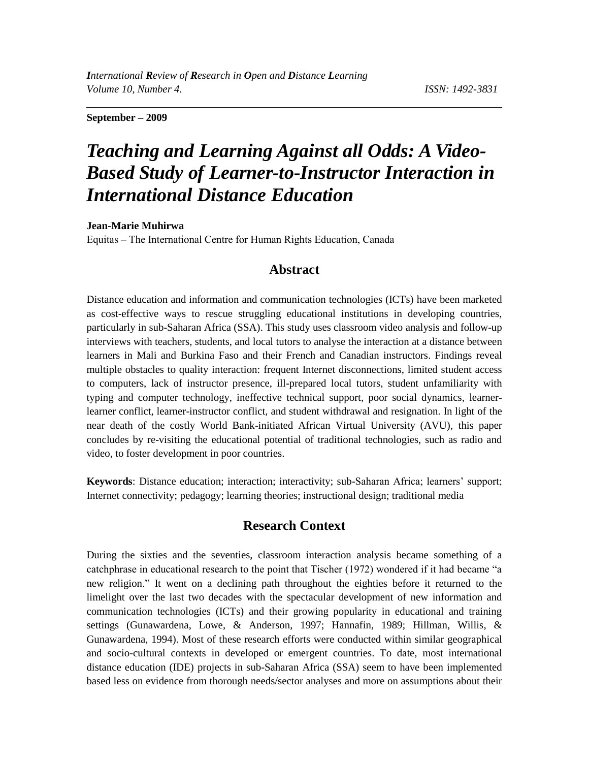*International Review of Research in Open and Distance Learning*
*Volume 10, Number 4.* *ISSN: 1492-3831*

**September – 2009**

# *Teaching and Learning Against all Odds: A Video-Based Study of Learner-to-Instructor Interaction in International Distance Education*

**Jean-Marie Muhirwa**
Equitas – The International Centre for Human Rights Education, Canada

## Abstract

Distance education and information and communication technologies (ICTs) have been marketed as cost-effective ways to rescue struggling educational institutions in developing countries, particularly in sub-Saharan Africa (SSA). This study uses classroom video analysis and follow-up interviews with teachers, students, and local tutors to analyse the interaction at a distance between learners in Mali and Burkina Faso and their French and Canadian instructors. Findings reveal multiple obstacles to quality interaction: frequent Internet disconnections, limited student access to computers, lack of instructor presence, ill-prepared local tutors, student unfamiliarity with typing and computer technology, ineffective technical support, poor social dynamics, learner-learner conflict, learner-instructor conflict, and student withdrawal and resignation. In light of the near death of the costly World Bank-initiated African Virtual University (AVU), this paper concludes by re-visiting the educational potential of traditional technologies, such as radio and video, to foster development in poor countries.

**Keywords**: Distance education; interaction; interactivity; sub-Saharan Africa; learners' support; Internet connectivity; pedagogy; learning theories; instructional design; traditional media

## Research Context

During the sixties and the seventies, classroom interaction analysis became something of a catchphrase in educational research to the point that Tischer (1972) wondered if it had became "a new religion." It went on a declining path throughout the eighties before it returned to the limelight over the last two decades with the spectacular development of new information and communication technologies (ICTs) and their growing popularity in educational and training settings (Gunawardena, Lowe, & Anderson, 1997; Hannafin, 1989; Hillman, Willis, & Gunawardena, 1994). Most of these research efforts were conducted within similar geographical and socio-cultural contexts in developed or emergent countries. To date, most international distance education (IDE) projects in sub-Saharan Africa (SSA) seem to have been implemented based less on evidence from thorough needs/sector analyses and more on assumptions about their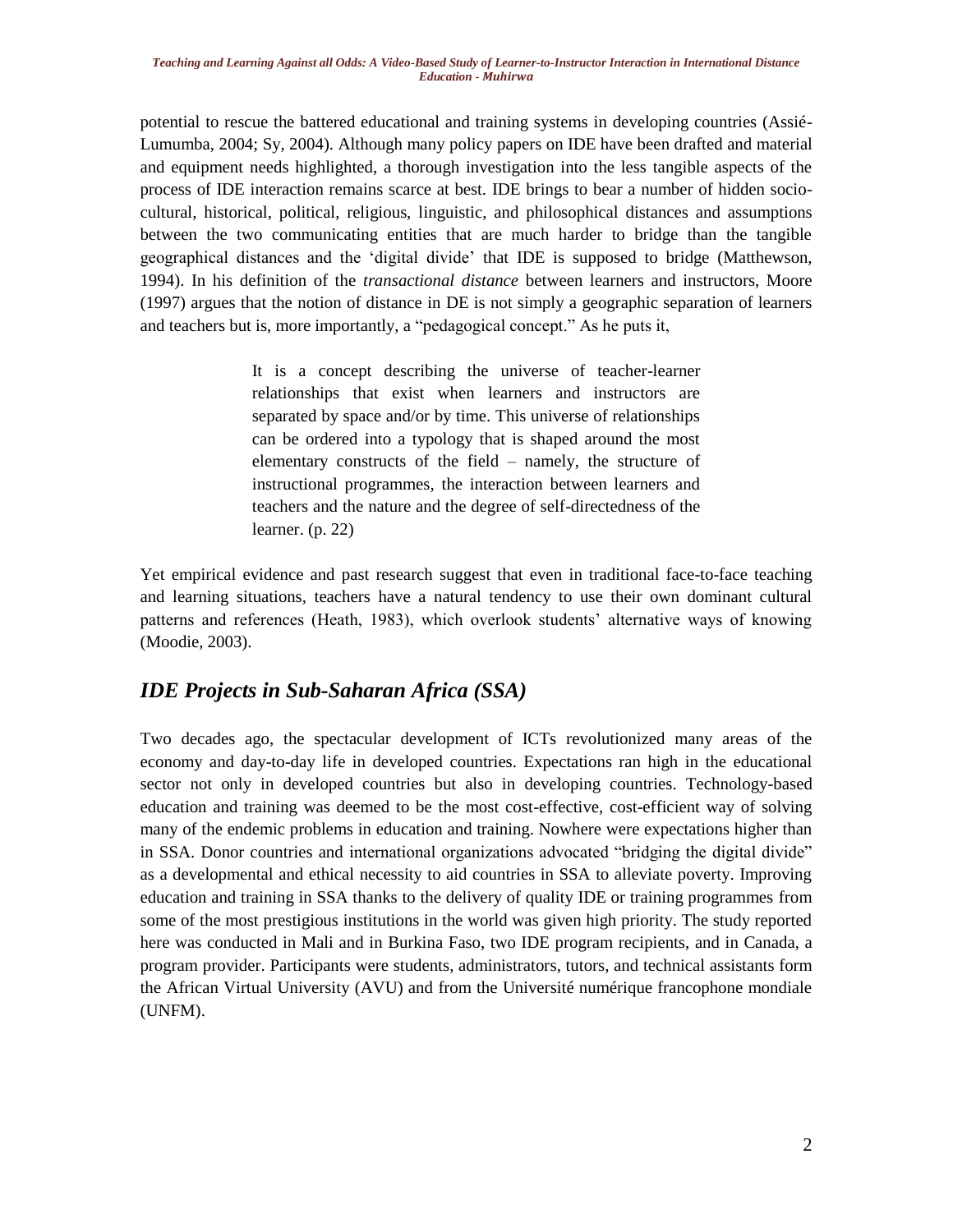potential to rescue the battered educational and training systems in developing countries (Assié-Lumumba, 2004; Sy, 2004). Although many policy papers on IDE have been drafted and material and equipment needs highlighted, a thorough investigation into the less tangible aspects of the process of IDE interaction remains scarce at best. IDE brings to bear a number of hidden socio-cultural, historical, political, religious, linguistic, and philosophical distances and assumptions between the two communicating entities that are much harder to bridge than the tangible geographical distances and the 'digital divide' that IDE is supposed to bridge (Matthewson, 1994). In his definition of the *transactional distance* between learners and instructors, Moore (1997) argues that the notion of distance in DE is not simply a geographic separation of learners and teachers but is, more importantly, a "pedagogical concept." As he puts it,

> It is a concept describing the universe of teacher-learner relationships that exist when learners and instructors are separated by space and/or by time. This universe of relationships can be ordered into a typology that is shaped around the most elementary constructs of the field – namely, the structure of instructional programmes, the interaction between learners and teachers and the nature and the degree of self-directedness of the learner. (p. 22)

Yet empirical evidence and past research suggest that even in traditional face-to-face teaching and learning situations, teachers have a natural tendency to use their own dominant cultural patterns and references (Heath, 1983), which overlook students' alternative ways of knowing (Moodie, 2003).

## *IDE Projects in Sub-Saharan Africa (SSA)*

Two decades ago, the spectacular development of ICTs revolutionized many areas of the economy and day-to-day life in developed countries. Expectations ran high in the educational sector not only in developed countries but also in developing countries. Technology-based education and training was deemed to be the most cost-effective, cost-efficient way of solving many of the endemic problems in education and training. Nowhere were expectations higher than in SSA. Donor countries and international organizations advocated "bridging the digital divide" as a developmental and ethical necessity to aid countries in SSA to alleviate poverty. Improving education and training in SSA thanks to the delivery of quality IDE or training programmes from some of the most prestigious institutions in the world was given high priority. The study reported here was conducted in Mali and in Burkina Faso, two IDE program recipients, and in Canada, a program provider. Participants were students, administrators, tutors, and technical assistants form the African Virtual University (AVU) and from the Université numérique francophone mondiale (UNFM).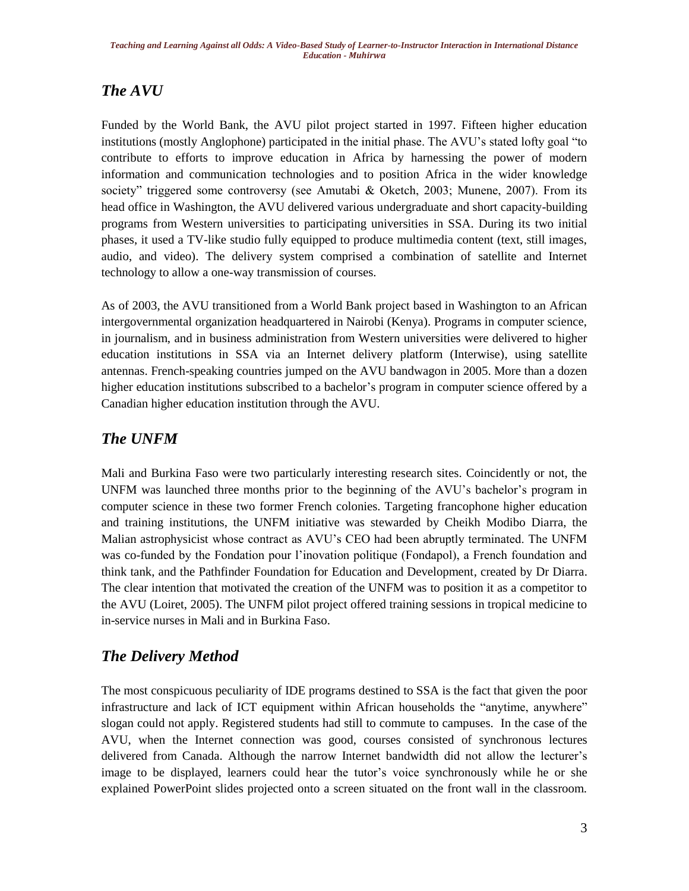## *The AVU*

Funded by the World Bank, the AVU pilot project started in 1997. Fifteen higher education institutions (mostly Anglophone) participated in the initial phase. The AVU's stated lofty goal "to contribute to efforts to improve education in Africa by harnessing the power of modern information and communication technologies and to position Africa in the wider knowledge society" triggered some controversy (see Amutabi & Oketch, 2003; Munene, 2007). From its head office in Washington, the AVU delivered various undergraduate and short capacity-building programs from Western universities to participating universities in SSA. During its two initial phases, it used a TV-like studio fully equipped to produce multimedia content (text, still images, audio, and video). The delivery system comprised a combination of satellite and Internet technology to allow a one-way transmission of courses.

As of 2003, the AVU transitioned from a World Bank project based in Washington to an African intergovernmental organization headquartered in Nairobi (Kenya). Programs in computer science, in journalism, and in business administration from Western universities were delivered to higher education institutions in SSA via an Internet delivery platform (Interwise), using satellite antennas. French-speaking countries jumped on the AVU bandwagon in 2005. More than a dozen higher education institutions subscribed to a bachelor's program in computer science offered by a Canadian higher education institution through the AVU.

## *The UNFM*

Mali and Burkina Faso were two particularly interesting research sites. Coincidently or not, the UNFM was launched three months prior to the beginning of the AVU's bachelor's program in computer science in these two former French colonies. Targeting francophone higher education and training institutions, the UNFM initiative was stewarded by Cheikh Modibo Diarra, the Malian astrophysicist whose contract as AVU's CEO had been abruptly terminated. The UNFM was co-funded by the Fondation pour l'inovation politique (Fondapol), a French foundation and think tank, and the Pathfinder Foundation for Education and Development, created by Dr Diarra. The clear intention that motivated the creation of the UNFM was to position it as a competitor to the AVU (Loiret, 2005). The UNFM pilot project offered training sessions in tropical medicine to in-service nurses in Mali and in Burkina Faso.

## *The Delivery Method*

The most conspicuous peculiarity of IDE programs destined to SSA is the fact that given the poor infrastructure and lack of ICT equipment within African households the "anytime, anywhere" slogan could not apply. Registered students had still to commute to campuses. In the case of the AVU, when the Internet connection was good, courses consisted of synchronous lectures delivered from Canada. Although the narrow Internet bandwidth did not allow the lecturer's image to be displayed, learners could hear the tutor's voice synchronously while he or she explained PowerPoint slides projected onto a screen situated on the front wall in the classroom.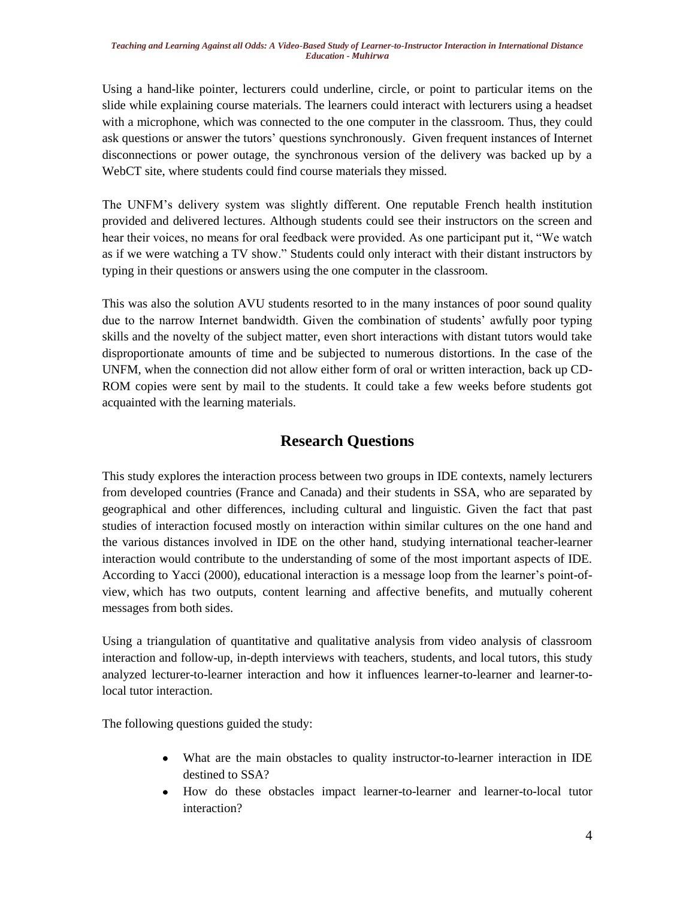Using a hand-like pointer, lecturers could underline, circle, or point to particular items on the slide while explaining course materials. The learners could interact with lecturers using a headset with a microphone, which was connected to the one computer in the classroom. Thus, they could ask questions or answer the tutors' questions synchronously. Given frequent instances of Internet disconnections or power outage, the synchronous version of the delivery was backed up by a WebCT site, where students could find course materials they missed.

The UNFM's delivery system was slightly different. One reputable French health institution provided and delivered lectures. Although students could see their instructors on the screen and hear their voices, no means for oral feedback were provided. As one participant put it, "We watch as if we were watching a TV show." Students could only interact with their distant instructors by typing in their questions or answers using the one computer in the classroom.

This was also the solution AVU students resorted to in the many instances of poor sound quality due to the narrow Internet bandwidth. Given the combination of students' awfully poor typing skills and the novelty of the subject matter, even short interactions with distant tutors would take disproportionate amounts of time and be subjected to numerous distortions. In the case of the UNFM, when the connection did not allow either form of oral or written interaction, back up CD-ROM copies were sent by mail to the students. It could take a few weeks before students got acquainted with the learning materials.

## Research Questions

This study explores the interaction process between two groups in IDE contexts, namely lecturers from developed countries (France and Canada) and their students in SSA, who are separated by geographical and other differences, including cultural and linguistic. Given the fact that past studies of interaction focused mostly on interaction within similar cultures on the one hand and the various distances involved in IDE on the other hand, studying international teacher-learner interaction would contribute to the understanding of some of the most important aspects of IDE. According to Yacci (2000), educational interaction is a message loop from the learner's point-of-view, which has two outputs, content learning and affective benefits, and mutually coherent messages from both sides.

Using a triangulation of quantitative and qualitative analysis from video analysis of classroom interaction and follow-up, in-depth interviews with teachers, students, and local tutors, this study analyzed lecturer-to-learner interaction and how it influences learner-to-learner and learner-to-local tutor interaction.

The following questions guided the study:

- What are the main obstacles to quality instructor-to-learner interaction in IDE destined to SSA?
- How do these obstacles impact learner-to-learner and learner-to-local tutor interaction?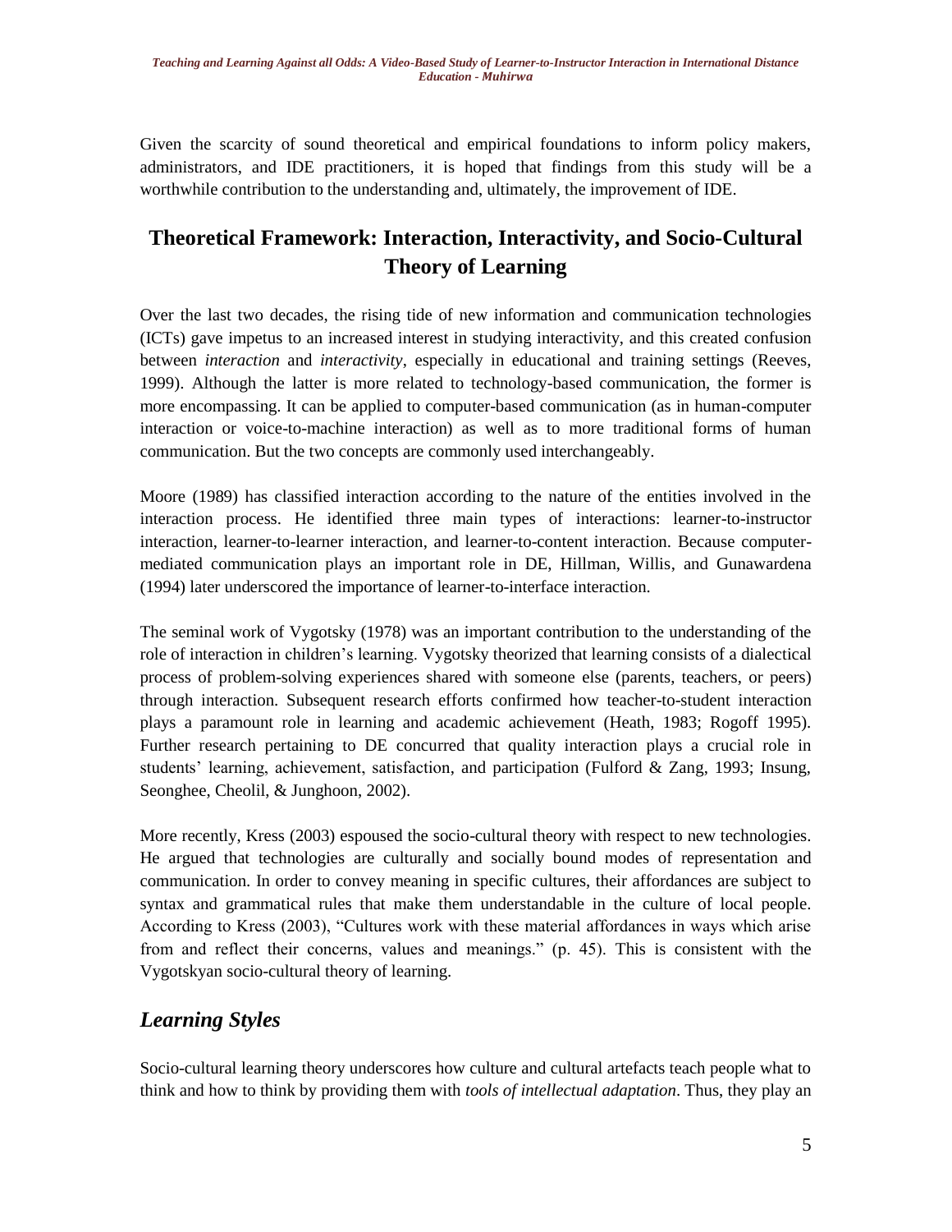Given the scarcity of sound theoretical and empirical foundations to inform policy makers, administrators, and IDE practitioners, it is hoped that findings from this study will be a worthwhile contribution to the understanding and, ultimately, the improvement of IDE.

## Theoretical Framework: Interaction, Interactivity, and Socio-Cultural Theory of Learning

Over the last two decades, the rising tide of new information and communication technologies (ICTs) gave impetus to an increased interest in studying interactivity, and this created confusion between *interaction* and *interactivity*, especially in educational and training settings (Reeves, 1999). Although the latter is more related to technology-based communication, the former is more encompassing. It can be applied to computer-based communication (as in human-computer interaction or voice-to-machine interaction) as well as to more traditional forms of human communication. But the two concepts are commonly used interchangeably.

Moore (1989) has classified interaction according to the nature of the entities involved in the interaction process. He identified three main types of interactions: learner-to-instructor interaction, learner-to-learner interaction, and learner-to-content interaction. Because computer-mediated communication plays an important role in DE, Hillman, Willis, and Gunawardena (1994) later underscored the importance of learner-to-interface interaction.

The seminal work of Vygotsky (1978) was an important contribution to the understanding of the role of interaction in children's learning. Vygotsky theorized that learning consists of a dialectical process of problem-solving experiences shared with someone else (parents, teachers, or peers) through interaction. Subsequent research efforts confirmed how teacher-to-student interaction plays a paramount role in learning and academic achievement (Heath, 1983; Rogoff 1995). Further research pertaining to DE concurred that quality interaction plays a crucial role in students' learning, achievement, satisfaction, and participation (Fulford & Zang, 1993; Insung, Seonghee, Cheolil, & Junghoon, 2002).

More recently, Kress (2003) espoused the socio-cultural theory with respect to new technologies. He argued that technologies are culturally and socially bound modes of representation and communication. In order to convey meaning in specific cultures, their affordances are subject to syntax and grammatical rules that make them understandable in the culture of local people. According to Kress (2003), "Cultures work with these material affordances in ways which arise from and reflect their concerns, values and meanings." (p. 45). This is consistent with the Vygotskyan socio-cultural theory of learning.

### *Learning Styles*

Socio-cultural learning theory underscores how culture and cultural artefacts teach people what to think and how to think by providing them with *tools of intellectual adaptation*. Thus, they play an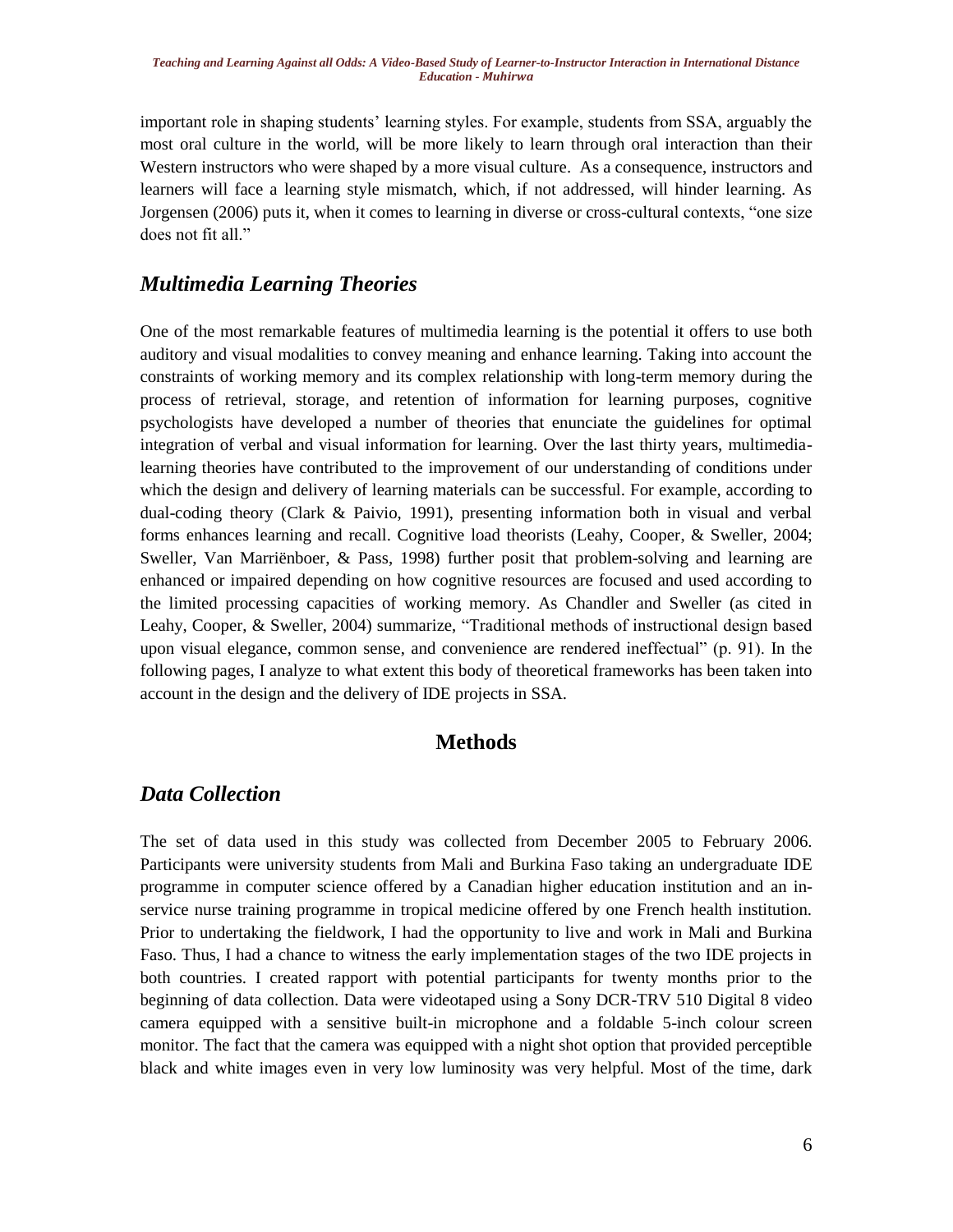important role in shaping students' learning styles. For example, students from SSA, arguably the most oral culture in the world, will be more likely to learn through oral interaction than their Western instructors who were shaped by a more visual culture. As a consequence, instructors and learners will face a learning style mismatch, which, if not addressed, will hinder learning. As Jorgensen (2006) puts it, when it comes to learning in diverse or cross-cultural contexts, "one size does not fit all."

## *Multimedia Learning Theories*

One of the most remarkable features of multimedia learning is the potential it offers to use both auditory and visual modalities to convey meaning and enhance learning. Taking into account the constraints of working memory and its complex relationship with long-term memory during the process of retrieval, storage, and retention of information for learning purposes, cognitive psychologists have developed a number of theories that enunciate the guidelines for optimal integration of verbal and visual information for learning. Over the last thirty years, multimedia-learning theories have contributed to the improvement of our understanding of conditions under which the design and delivery of learning materials can be successful. For example, according to dual-coding theory (Clark & Paivio, 1991), presenting information both in visual and verbal forms enhances learning and recall. Cognitive load theorists (Leahy, Cooper, & Sweller, 2004; Sweller, Van Marriënboer, & Pass, 1998) further posit that problem-solving and learning are enhanced or impaired depending on how cognitive resources are focused and used according to the limited processing capacities of working memory. As Chandler and Sweller (as cited in Leahy, Cooper, & Sweller, 2004) summarize, "Traditional methods of instructional design based upon visual elegance, common sense, and convenience are rendered ineffectual" (p. 91). In the following pages, I analyze to what extent this body of theoretical frameworks has been taken into account in the design and the delivery of IDE projects in SSA.

# Methods

## *Data Collection*

The set of data used in this study was collected from December 2005 to February 2006. Participants were university students from Mali and Burkina Faso taking an undergraduate IDE programme in computer science offered by a Canadian higher education institution and an in-service nurse training programme in tropical medicine offered by one French health institution. Prior to undertaking the fieldwork, I had the opportunity to live and work in Mali and Burkina Faso. Thus, I had a chance to witness the early implementation stages of the two IDE projects in both countries. I created rapport with potential participants for twenty months prior to the beginning of data collection. Data were videotaped using a Sony DCR-TRV 510 Digital 8 video camera equipped with a sensitive built-in microphone and a foldable 5-inch colour screen monitor. The fact that the camera was equipped with a night shot option that provided perceptible black and white images even in very low luminosity was very helpful. Most of the time, dark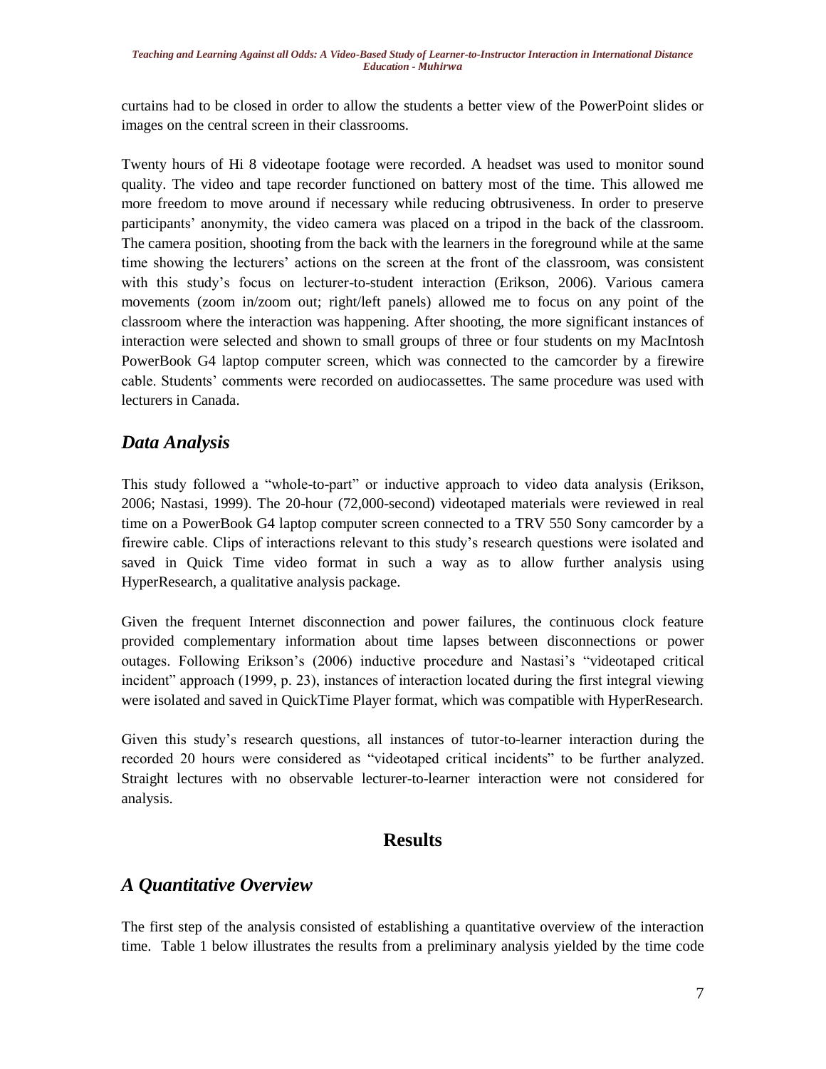curtains had to be closed in order to allow the students a better view of the PowerPoint slides or images on the central screen in their classrooms.

Twenty hours of Hi 8 videotape footage were recorded. A headset was used to monitor sound quality. The video and tape recorder functioned on battery most of the time. This allowed me more freedom to move around if necessary while reducing obtrusiveness. In order to preserve participants' anonymity, the video camera was placed on a tripod in the back of the classroom. The camera position, shooting from the back with the learners in the foreground while at the same time showing the lecturers' actions on the screen at the front of the classroom, was consistent with this study's focus on lecturer-to-student interaction (Erikson, 2006). Various camera movements (zoom in/zoom out; right/left panels) allowed me to focus on any point of the classroom where the interaction was happening. After shooting, the more significant instances of interaction were selected and shown to small groups of three or four students on my MacIntosh PowerBook G4 laptop computer screen, which was connected to the camcorder by a firewire cable. Students' comments were recorded on audiocassettes. The same procedure was used with lecturers in Canada.

## *Data Analysis*

This study followed a "whole-to-part" or inductive approach to video data analysis (Erikson, 2006; Nastasi, 1999). The 20-hour (72,000-second) videotaped materials were reviewed in real time on a PowerBook G4 laptop computer screen connected to a TRV 550 Sony camcorder by a firewire cable. Clips of interactions relevant to this study's research questions were isolated and saved in Quick Time video format in such a way as to allow further analysis using HyperResearch, a qualitative analysis package.

Given the frequent Internet disconnection and power failures, the continuous clock feature provided complementary information about time lapses between disconnections or power outages. Following Erikson's (2006) inductive procedure and Nastasi's "videotaped critical incident" approach (1999, p. 23), instances of interaction located during the first integral viewing were isolated and saved in QuickTime Player format, which was compatible with HyperResearch.

Given this study's research questions, all instances of tutor-to-learner interaction during the recorded 20 hours were considered as "videotaped critical incidents" to be further analyzed. Straight lectures with no observable lecturer-to-learner interaction were not considered for analysis.

# Results

## *A Quantitative Overview*

The first step of the analysis consisted of establishing a quantitative overview of the interaction time. Table 1 below illustrates the results from a preliminary analysis yielded by the time code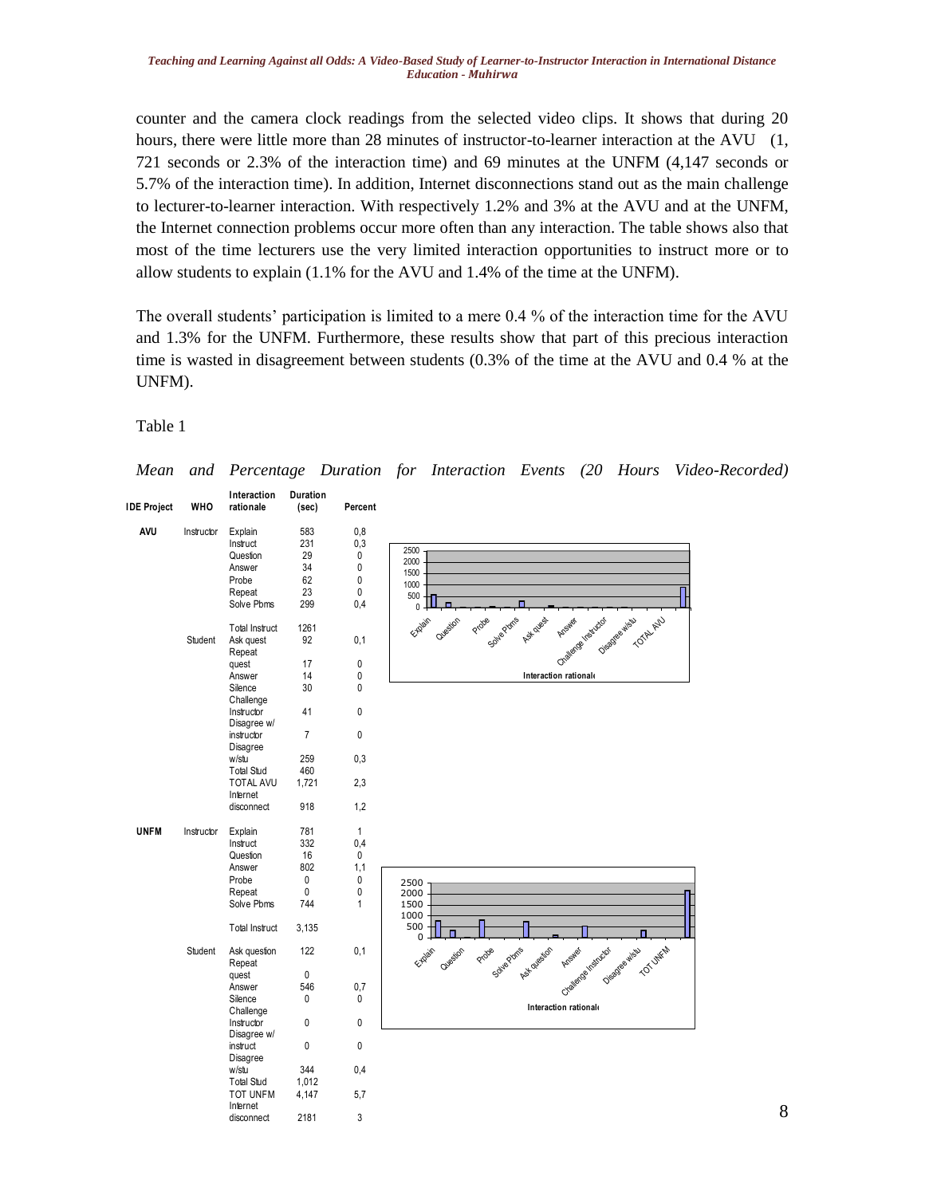counter and the camera clock readings from the selected video clips. It shows that during 20 hours, there were little more than 28 minutes of instructor-to-learner interaction at the AVU (1, 721 seconds or 2.3% of the interaction time) and 69 minutes at the UNFM (4,147 seconds or 5.7% of the interaction time). In addition, Internet disconnections stand out as the main challenge to lecturer-to-learner interaction. With respectively 1.2% and 3% at the AVU and at the UNFM, the Internet connection problems occur more often than any interaction. The table shows also that most of the time lecturers use the very limited interaction opportunities to instruct more or to allow students to explain (1.1% for the AVU and 1.4% of the time at the UNFM).

The overall students' participation is limited to a mere 0.4 % of the interaction time for the AVU and 1.3% for the UNFM. Furthermore, these results show that part of this precious interaction time is wasted in disagreement between students (0.3% of the time at the AVU and 0.4 % at the UNFM).

Table 1

*Mean and Percentage Duration for Interaction Events (20 Hours Video-Recorded)*

| IDE Project | WHO | Interaction rationale | Duration (sec) | Percent |
|---|---|---|---|---|
| AVU | Instructor | Explain | 583 | 0,8 |
| | | Instruct | 231 | 0,3 |
| | | Question | 29 | 0 |
| | | Answer | 34 | 0 |
| | | Probe | 62 | 0 |
| | | Repeat | 23 | 0 |
| | | Solve Pbms | 299 | 0,4 |
| | | Total Instruct | 1261 | |
| | Student | Ask quest | 92 | 0,1 |
| | | Repeat quest | 17 | 0 |
| | | Answer | 14 | 0 |
| | | Silence | 30 | 0 |
| | | Challenge Instructor | 41 | 0 |
| | | Disagree w/ instructor | 7 | 0 |
| | | Disagree w/stu | 259 | 0,3 |
| | | Total Stud | 460 | |
| | | TOTAL AVU | 1,721 | 2,3 |
| | | Internet disconnect | 918 | 1,2 |
| UNFM | Instructor | Explain | 781 | 1 |
| | | Instruct | 332 | 0,4 |
| | | Question | 16 | 0 |
| | | Answer | 802 | 1,1 |
| | | Probe | 0 | 0 |
| | | Repeat | 0 | 0 |
| | | Solve Pbms | 744 | 1 |
| | | Total Instruct | 3,135 | |
| | Student | Ask question | 122 | 0,1 |
| | | Repeat quest | 0 | 0 |
| | | Answer | 546 | 0,7 |
| | | Silence | 0 | 0 |
| | | Challenge Instructor | 0 | 0 |
| | | Disagree w/ instruct | 0 | 0 |
| | | Disagree w/stu | 344 | 0,4 |
| | | Total Stud | 1,012 | |
| | | TOT UNFM | 4,147 | 5,7 |
| | | Internet disconnect | 2181 | 3 |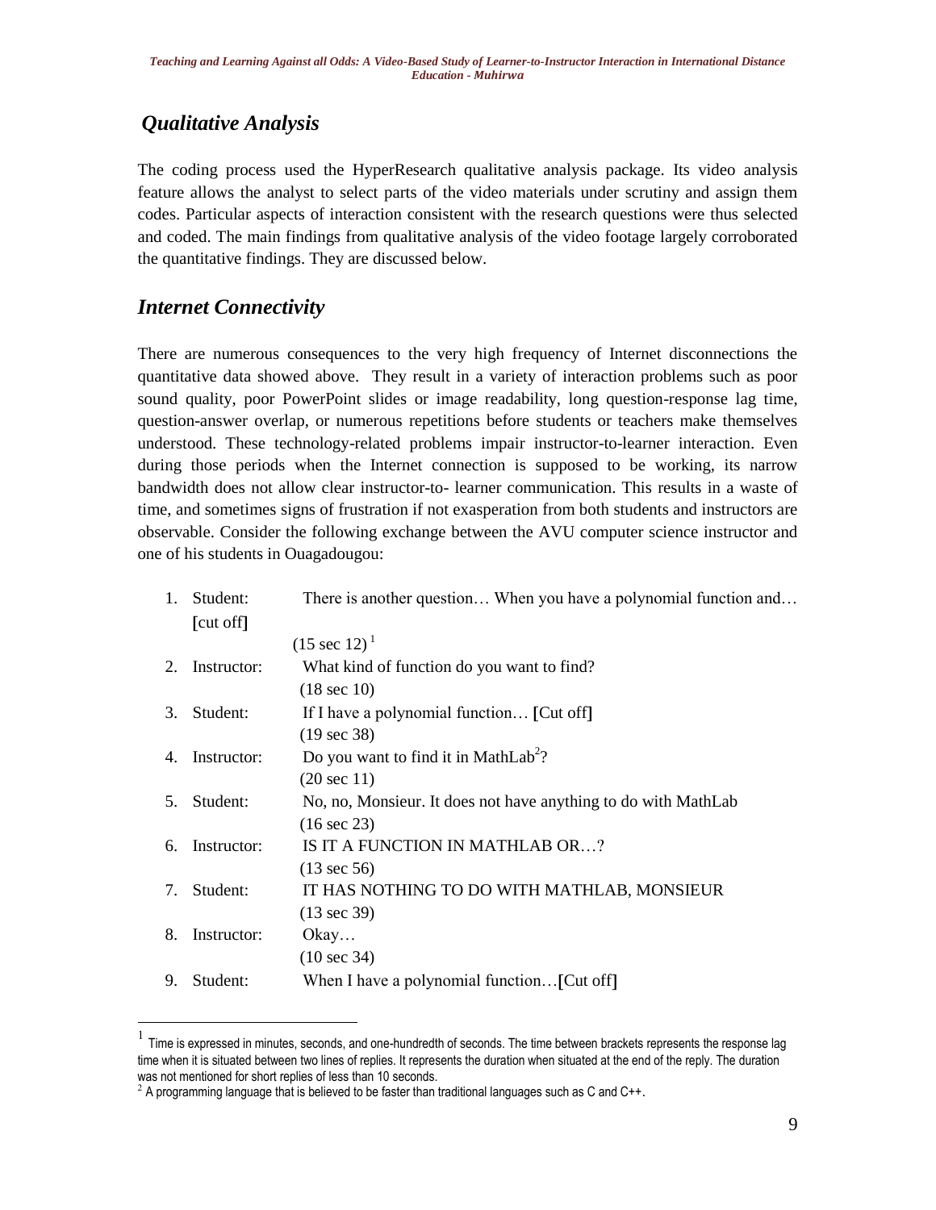## *Qualitative Analysis*

The coding process used the HyperResearch qualitative analysis package. Its video analysis feature allows the analyst to select parts of the video materials under scrutiny and assign them codes. Particular aspects of interaction consistent with the research questions were thus selected and coded. The main findings from qualitative analysis of the video footage largely corroborated the quantitative findings. They are discussed below.

## *Internet Connectivity*

There are numerous consequences to the very high frequency of Internet disconnections the quantitative data showed above. They result in a variety of interaction problems such as poor sound quality, poor PowerPoint slides or image readability, long question-response lag time, question-answer overlap, or numerous repetitions before students or teachers make themselves understood. These technology-related problems impair instructor-to-learner interaction. Even during those periods when the Internet connection is supposed to be working, its narrow bandwidth does not allow clear instructor-to- learner communication. This results in a waste of time, and sometimes signs of frustration if not exasperation from both students and instructors are observable. Consider the following exchange between the AVU computer science instructor and one of his students in Ouagadougou:

1. Student: There is another question… When you have a polynomial function and… [cut off]
   (15 sec 12) [1]
2. Instructor: What kind of function do you want to find?
   (18 sec 10)
3. Student: If I have a polynomial function… [Cut off]
   (19 sec 38)
4. Instructor: Do you want to find it in MathLab[2]?
   (20 sec 11)
5. Student: No, no, Monsieur. It does not have anything to do with MathLab
   (16 sec 23)
6. Instructor: IS IT A FUNCTION IN MATHLAB OR…?
   (13 sec 56)
7. Student: IT HAS NOTHING TO DO WITH MATHLAB, MONSIEUR
   (13 sec 39)
8. Instructor: Okay…
   (10 sec 34)
9. Student: When I have a polynomial function…[Cut off]

---

[1] Time is expressed in minutes, seconds, and one-hundredth of seconds. The time between brackets represents the response lag time when it is situated between two lines of replies. It represents the duration when situated at the end of the reply. The duration was not mentioned for short replies of less than 10 seconds.

[2] A programming language that is believed to be faster than traditional languages such as C and C++.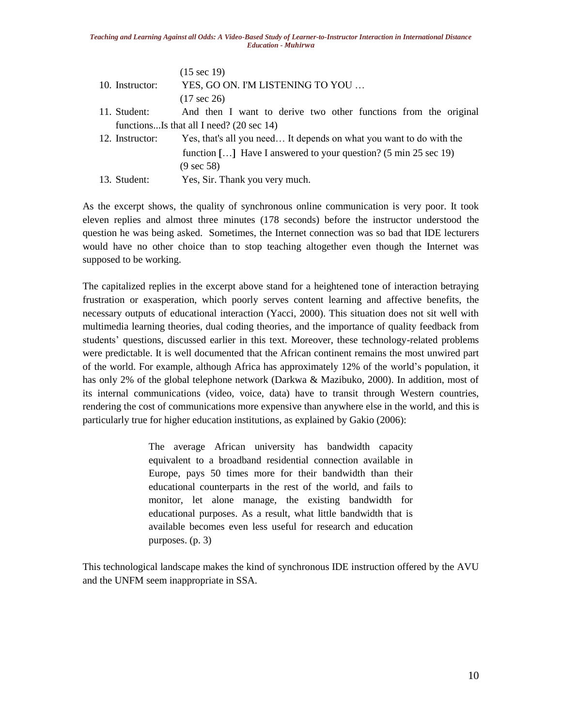(15 sec 19)

10. Instructor: YES, GO ON. I'M LISTENING TO YOU …

(17 sec 26)

11. Student: And then I want to derive two other functions from the original functions...Is that all I need? (20 sec 14)

12. Instructor: Yes, that's all you need… It depends on what you want to do with the function […] Have I answered to your question? (5 min 25 sec 19)

(9 sec 58)

13. Student: Yes, Sir. Thank you very much.

As the excerpt shows, the quality of synchronous online communication is very poor. It took eleven replies and almost three minutes (178 seconds) before the instructor understood the question he was being asked. Sometimes, the Internet connection was so bad that IDE lecturers would have no other choice than to stop teaching altogether even though the Internet was supposed to be working.

The capitalized replies in the excerpt above stand for a heightened tone of interaction betraying frustration or exasperation, which poorly serves content learning and affective benefits, the necessary outputs of educational interaction (Yacci, 2000). This situation does not sit well with multimedia learning theories, dual coding theories, and the importance of quality feedback from students' questions, discussed earlier in this text. Moreover, these technology-related problems were predictable. It is well documented that the African continent remains the most unwired part of the world. For example, although Africa has approximately 12% of the world's population, it has only 2% of the global telephone network (Darkwa & Mazibuko, 2000). In addition, most of its internal communications (video, voice, data) have to transit through Western countries, rendering the cost of communications more expensive than anywhere else in the world, and this is particularly true for higher education institutions, as explained by Gakio (2006):

> The average African university has bandwidth capacity equivalent to a broadband residential connection available in Europe, pays 50 times more for their bandwidth than their educational counterparts in the rest of the world, and fails to monitor, let alone manage, the existing bandwidth for educational purposes. As a result, what little bandwidth that is available becomes even less useful for research and education purposes. (p. 3)

This technological landscape makes the kind of synchronous IDE instruction offered by the AVU and the UNFM seem inappropriate in SSA.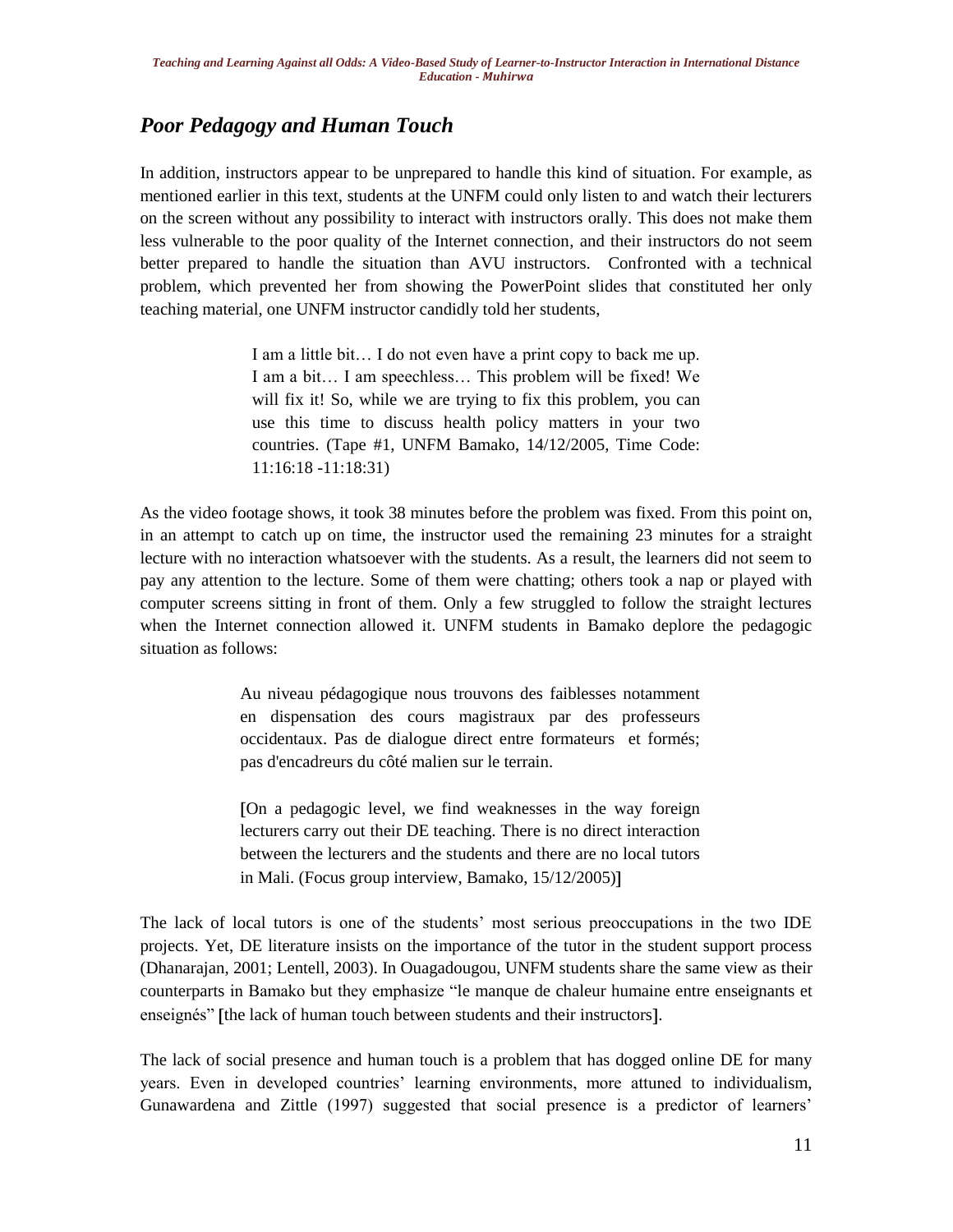## *Poor Pedagogy and Human Touch*

In addition, instructors appear to be unprepared to handle this kind of situation. For example, as mentioned earlier in this text, students at the UNFM could only listen to and watch their lecturers on the screen without any possibility to interact with instructors orally. This does not make them less vulnerable to the poor quality of the Internet connection, and their instructors do not seem better prepared to handle the situation than AVU instructors. Confronted with a technical problem, which prevented her from showing the PowerPoint slides that constituted her only teaching material, one UNFM instructor candidly told her students,

> I am a little bit… I do not even have a print copy to back me up. I am a bit… I am speechless… This problem will be fixed! We will fix it! So, while we are trying to fix this problem, you can use this time to discuss health policy matters in your two countries. (Tape #1, UNFM Bamako, 14/12/2005, Time Code: 11:16:18 -11:18:31)

As the video footage shows, it took 38 minutes before the problem was fixed. From this point on, in an attempt to catch up on time, the instructor used the remaining 23 minutes for a straight lecture with no interaction whatsoever with the students. As a result, the learners did not seem to pay any attention to the lecture. Some of them were chatting; others took a nap or played with computer screens sitting in front of them. Only a few struggled to follow the straight lectures when the Internet connection allowed it. UNFM students in Bamako deplore the pedagogic situation as follows:

> Au niveau pédagogique nous trouvons des faiblesses notamment en dispensation des cours magistraux par des professeurs occidentaux. Pas de dialogue direct entre formateurs et formés; pas d'encadreurs du côté malien sur le terrain.
>
> [On a pedagogic level, we find weaknesses in the way foreign lecturers carry out their DE teaching. There is no direct interaction between the lecturers and the students and there are no local tutors in Mali. (Focus group interview, Bamako, 15/12/2005)]

The lack of local tutors is one of the students' most serious preoccupations in the two IDE projects. Yet, DE literature insists on the importance of the tutor in the student support process (Dhanarajan, 2001; Lentell, 2003). In Ouagadougou, UNFM students share the same view as their counterparts in Bamako but they emphasize "le manque de chaleur humaine entre enseignants et enseignés" [the lack of human touch between students and their instructors].

The lack of social presence and human touch is a problem that has dogged online DE for many years. Even in developed countries' learning environments, more attuned to individualism, Gunawardena and Zittle (1997) suggested that social presence is a predictor of learners'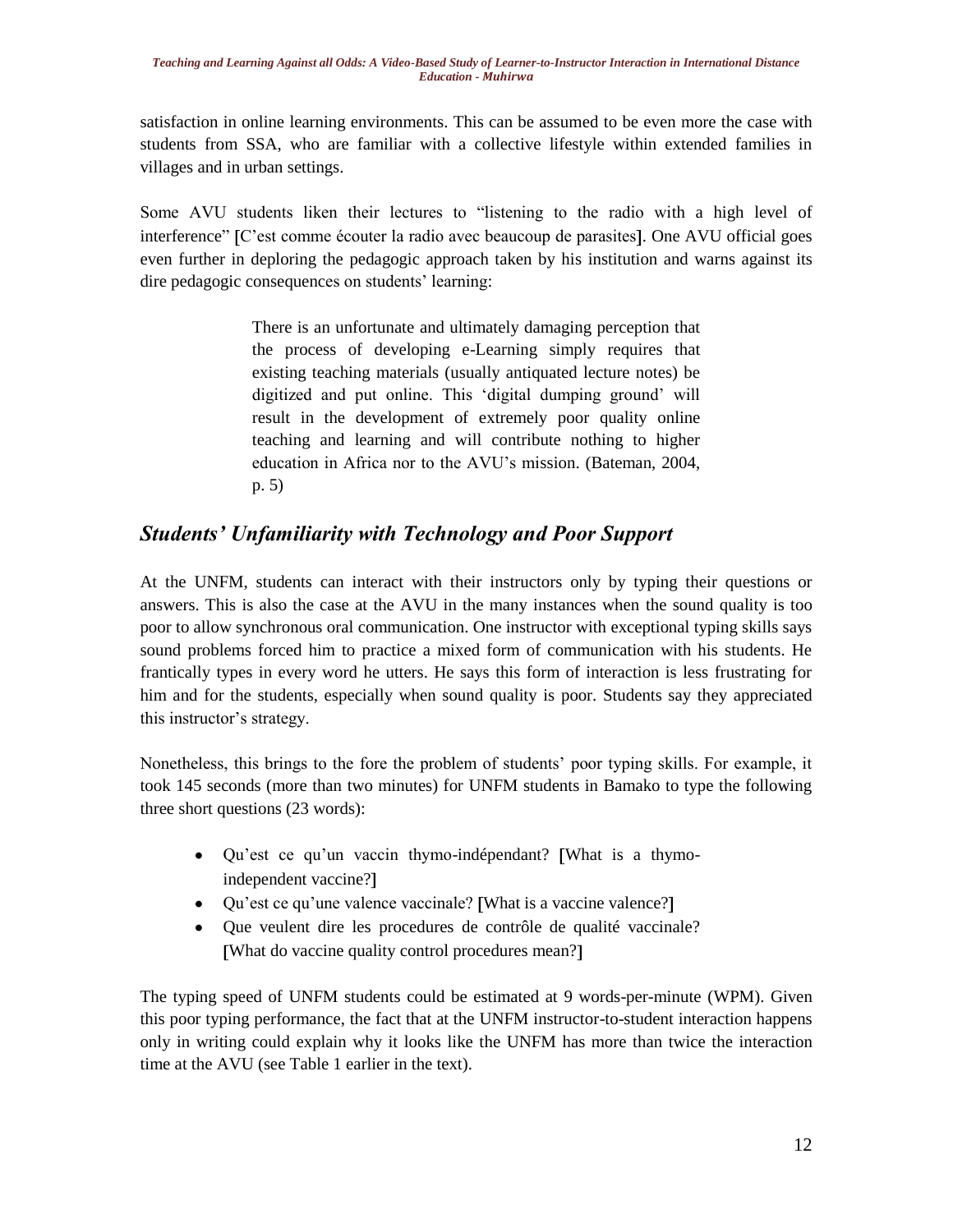satisfaction in online learning environments. This can be assumed to be even more the case with students from SSA, who are familiar with a collective lifestyle within extended families in villages and in urban settings.

Some AVU students liken their lectures to "listening to the radio with a high level of interference" [C'est comme écouter la radio avec beaucoup de parasites]. One AVU official goes even further in deploring the pedagogic approach taken by his institution and warns against its dire pedagogic consequences on students' learning:

> There is an unfortunate and ultimately damaging perception that the process of developing e-Learning simply requires that existing teaching materials (usually antiquated lecture notes) be digitized and put online. This 'digital dumping ground' will result in the development of extremely poor quality online teaching and learning and will contribute nothing to higher education in Africa nor to the AVU's mission. (Bateman, 2004, p. 5)

## *Students' Unfamiliarity with Technology and Poor Support*

At the UNFM, students can interact with their instructors only by typing their questions or answers. This is also the case at the AVU in the many instances when the sound quality is too poor to allow synchronous oral communication. One instructor with exceptional typing skills says sound problems forced him to practice a mixed form of communication with his students. He frantically types in every word he utters. He says this form of interaction is less frustrating for him and for the students, especially when sound quality is poor. Students say they appreciated this instructor's strategy.

Nonetheless, this brings to the fore the problem of students' poor typing skills. For example, it took 145 seconds (more than two minutes) for UNFM students in Bamako to type the following three short questions (23 words):

- Qu'est ce qu'un vaccin thymo-indépendant? [What is a thymo-independent vaccine?]
- Qu'est ce qu'une valence vaccinale? [What is a vaccine valence?]
- Que veulent dire les procedures de contrôle de qualité vaccinale? [What do vaccine quality control procedures mean?]

The typing speed of UNFM students could be estimated at 9 words-per-minute (WPM). Given this poor typing performance, the fact that at the UNFM instructor-to-student interaction happens only in writing could explain why it looks like the UNFM has more than twice the interaction time at the AVU (see Table 1 earlier in the text).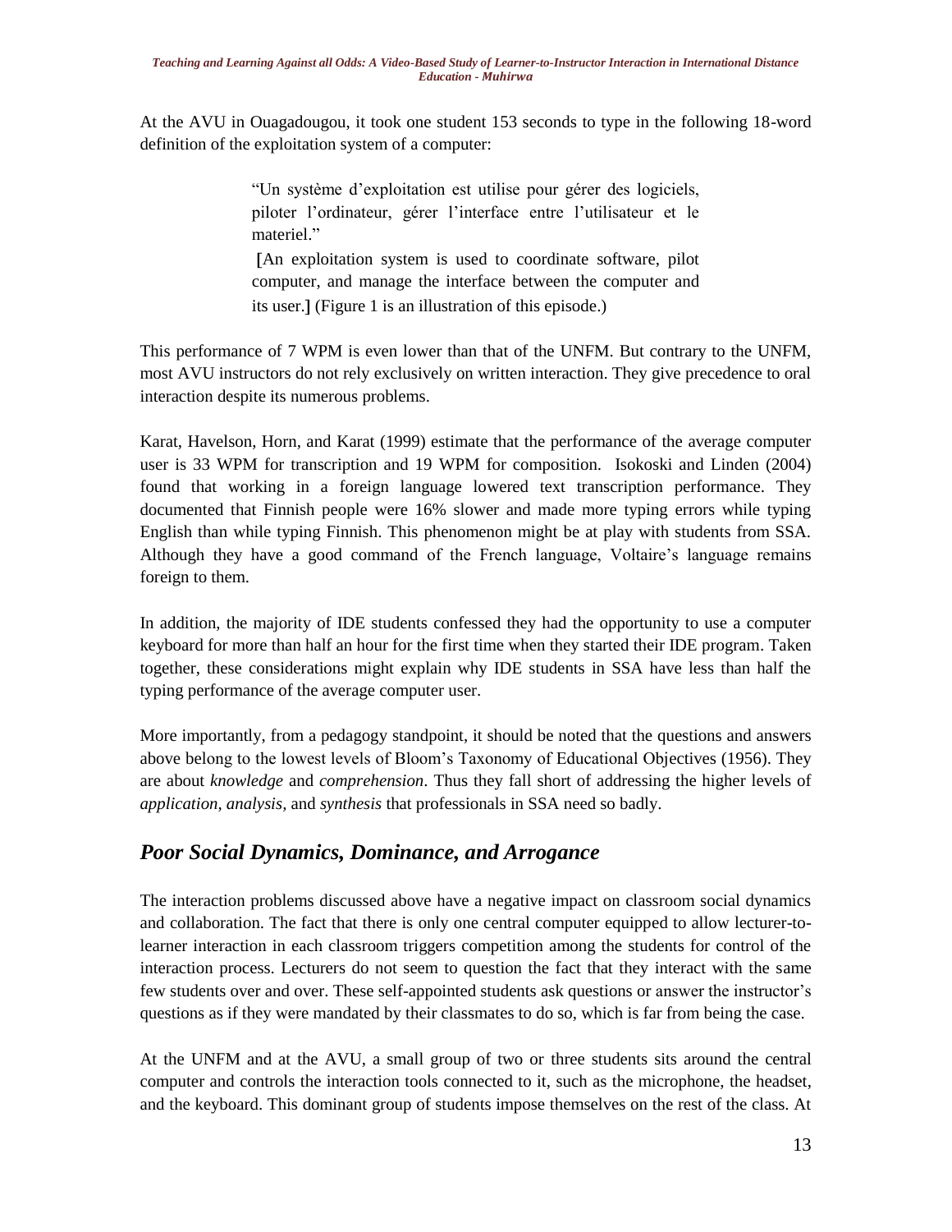At the AVU in Ouagadougou, it took one student 153 seconds to type in the following 18-word definition of the exploitation system of a computer:

> "Un système d'exploitation est utilise pour gérer des logiciels, piloter l'ordinateur, gérer l'interface entre l'utilisateur et le materiel."
>
> [An exploitation system is used to coordinate software, pilot computer, and manage the interface between the computer and its user.] (Figure 1 is an illustration of this episode.)

This performance of 7 WPM is even lower than that of the UNFM. But contrary to the UNFM, most AVU instructors do not rely exclusively on written interaction. They give precedence to oral interaction despite its numerous problems.

Karat, Havelson, Horn, and Karat (1999) estimate that the performance of the average computer user is 33 WPM for transcription and 19 WPM for composition. Isokoski and Linden (2004) found that working in a foreign language lowered text transcription performance. They documented that Finnish people were 16% slower and made more typing errors while typing English than while typing Finnish. This phenomenon might be at play with students from SSA. Although they have a good command of the French language, Voltaire's language remains foreign to them.

In addition, the majority of IDE students confessed they had the opportunity to use a computer keyboard for more than half an hour for the first time when they started their IDE program. Taken together, these considerations might explain why IDE students in SSA have less than half the typing performance of the average computer user.

More importantly, from a pedagogy standpoint, it should be noted that the questions and answers above belong to the lowest levels of Bloom's Taxonomy of Educational Objectives (1956). They are about *knowledge* and *comprehension*. Thus they fall short of addressing the higher levels of *application*, *analysis,* and *synthesis* that professionals in SSA need so badly.

## *Poor Social Dynamics, Dominance, and Arrogance*

The interaction problems discussed above have a negative impact on classroom social dynamics and collaboration. The fact that there is only one central computer equipped to allow lecturer-to-learner interaction in each classroom triggers competition among the students for control of the interaction process. Lecturers do not seem to question the fact that they interact with the same few students over and over. These self-appointed students ask questions or answer the instructor's questions as if they were mandated by their classmates to do so, which is far from being the case.

At the UNFM and at the AVU, a small group of two or three students sits around the central computer and controls the interaction tools connected to it, such as the microphone, the headset, and the keyboard. This dominant group of students impose themselves on the rest of the class. At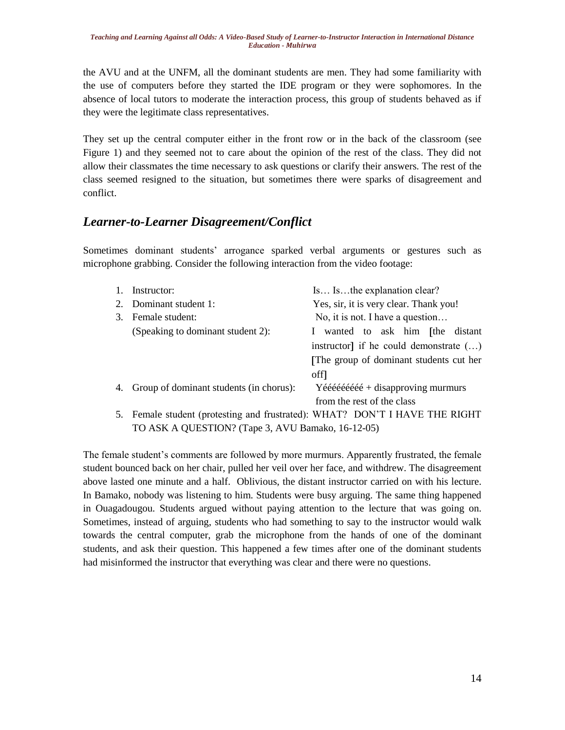the AVU and at the UNFM, all the dominant students are men. They had some familiarity with the use of computers before they started the IDE program or they were sophomores. In the absence of local tutors to moderate the interaction process, this group of students behaved as if they were the legitimate class representatives.

They set up the central computer either in the front row or in the back of the classroom (see Figure 1) and they seemed not to care about the opinion of the rest of the class. They did not allow their classmates the time necessary to ask questions or clarify their answers. The rest of the class seemed resigned to the situation, but sometimes there were sparks of disagreement and conflict.

## *Learner-to-Learner Disagreement/Conflict*

Sometimes dominant students' arrogance sparked verbal arguments or gestures such as microphone grabbing. Consider the following interaction from the video footage:

1. Instructor: Is… Is…the explanation clear?
2. Dominant student 1: Yes, sir, it is very clear. Thank you!
3. Female student: No, it is not. I have a question…
   (Speaking to dominant student 2): I wanted to ask him [the distant instructor] if he could demonstrate (…) [The group of dominant students cut her off]
4. Group of dominant students (in chorus): Yéééééééé + disapproving murmurs from the rest of the class
5. Female student (protesting and frustrated): WHAT? DON'T I HAVE THE RIGHT TO ASK A QUESTION? (Tape 3, AVU Bamako, 16-12-05)

The female student's comments are followed by more murmurs. Apparently frustrated, the female student bounced back on her chair, pulled her veil over her face, and withdrew. The disagreement above lasted one minute and a half. Oblivious, the distant instructor carried on with his lecture. In Bamako, nobody was listening to him. Students were busy arguing. The same thing happened in Ouagadougou. Students argued without paying attention to the lecture that was going on. Sometimes, instead of arguing, students who had something to say to the instructor would walk towards the central computer, grab the microphone from the hands of one of the dominant students, and ask their question. This happened a few times after one of the dominant students had misinformed the instructor that everything was clear and there were no questions.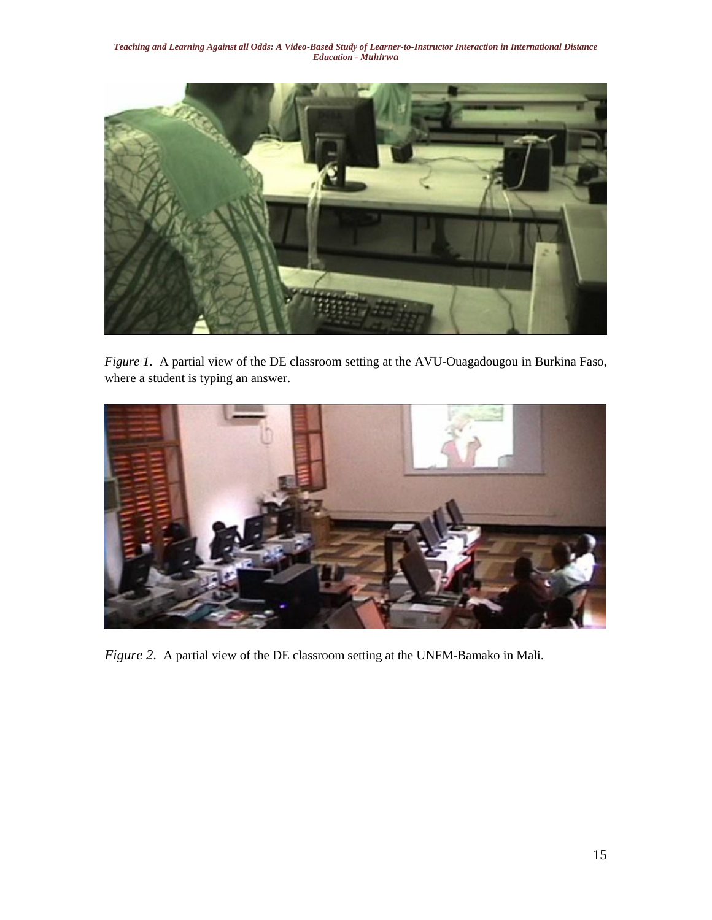*Figure 1*. A partial view of the DE classroom setting at the AVU-Ouagadougou in Burkina Faso, where a student is typing an answer.

*Figure 2*. A partial view of the DE classroom setting at the UNFM-Bamako in Mali.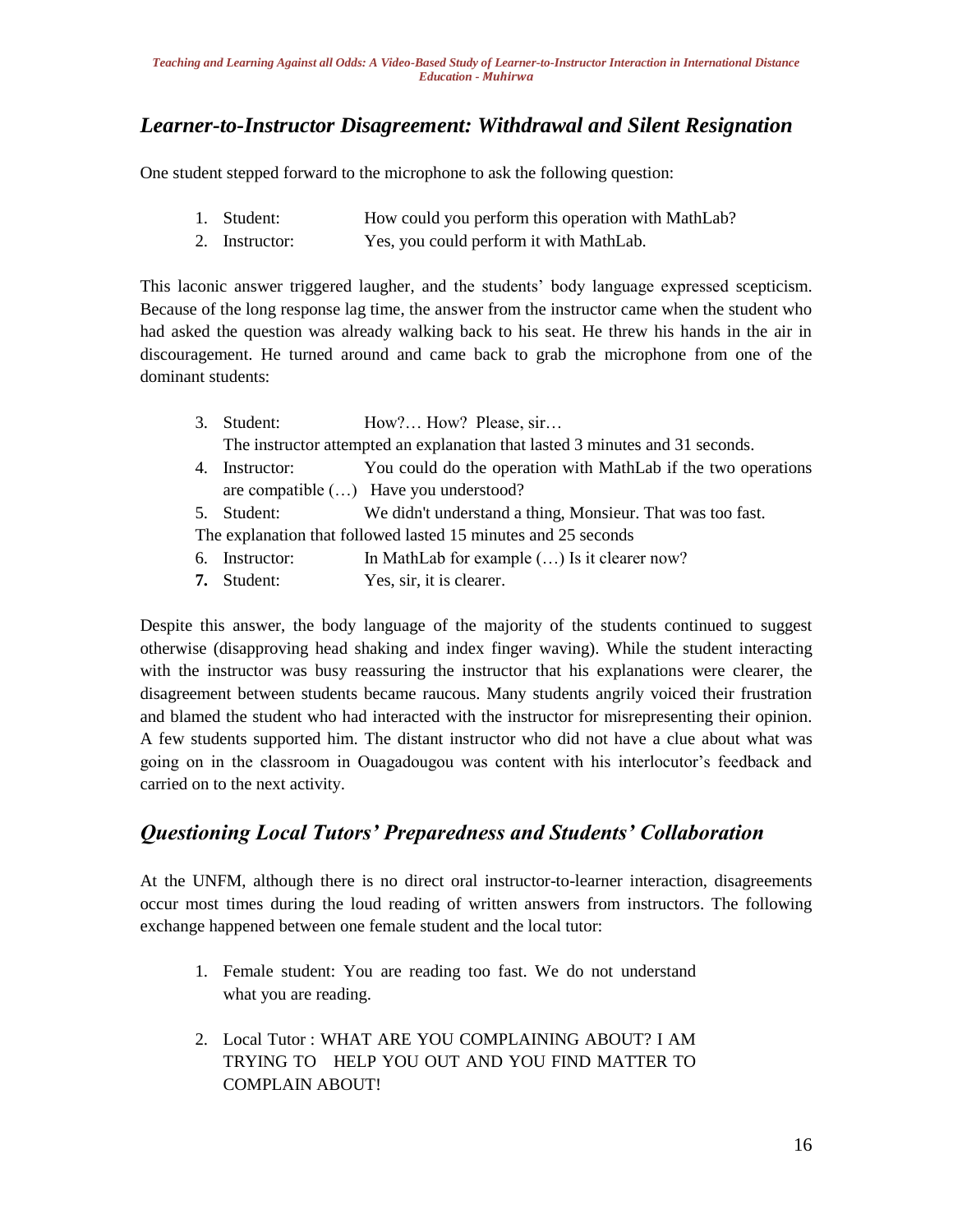## *Learner-to-Instructor Disagreement: Withdrawal and Silent Resignation*

One student stepped forward to the microphone to ask the following question:

1. Student: How could you perform this operation with MathLab?
2. Instructor: Yes, you could perform it with MathLab.

This laconic answer triggered laughter, and the students' body language expressed scepticism. Because of the long response lag time, the answer from the instructor came when the student who had asked the question was already walking back to his seat. He threw his hands in the air in discouragement. He turned around and came back to grab the microphone from one of the dominant students:

3. Student: How?… How? Please, sir…
   The instructor attempted an explanation that lasted 3 minutes and 31 seconds.
4. Instructor: You could do the operation with MathLab if the two operations are compatible (…) Have you understood?
5. Student: We didn't understand a thing, Monsieur. That was too fast.
   The explanation that followed lasted 15 minutes and 25 seconds
6. Instructor: In MathLab for example (…) Is it clearer now?
7. Student: Yes, sir, it is clearer.

Despite this answer, the body language of the majority of the students continued to suggest otherwise (disapproving head shaking and index finger waving). While the student interacting with the instructor was busy reassuring the instructor that his explanations were clearer, the disagreement between students became raucous. Many students angrily voiced their frustration and blamed the student who had interacted with the instructor for misrepresenting their opinion. A few students supported him. The distant instructor who did not have a clue about what was going on in the classroom in Ouagadougou was content with his interlocutor's feedback and carried on to the next activity.

## *Questioning Local Tutors' Preparedness and Students' Collaboration*

At the UNFM, although there is no direct oral instructor-to-learner interaction, disagreements occur most times during the loud reading of written answers from instructors. The following exchange happened between one female student and the local tutor:

1. Female student: You are reading too fast. We do not understand what you are reading.

2. Local Tutor : WHAT ARE YOU COMPLAINING ABOUT? I AM TRYING TO HELP YOU OUT AND YOU FIND MATTER TO COMPLAIN ABOUT!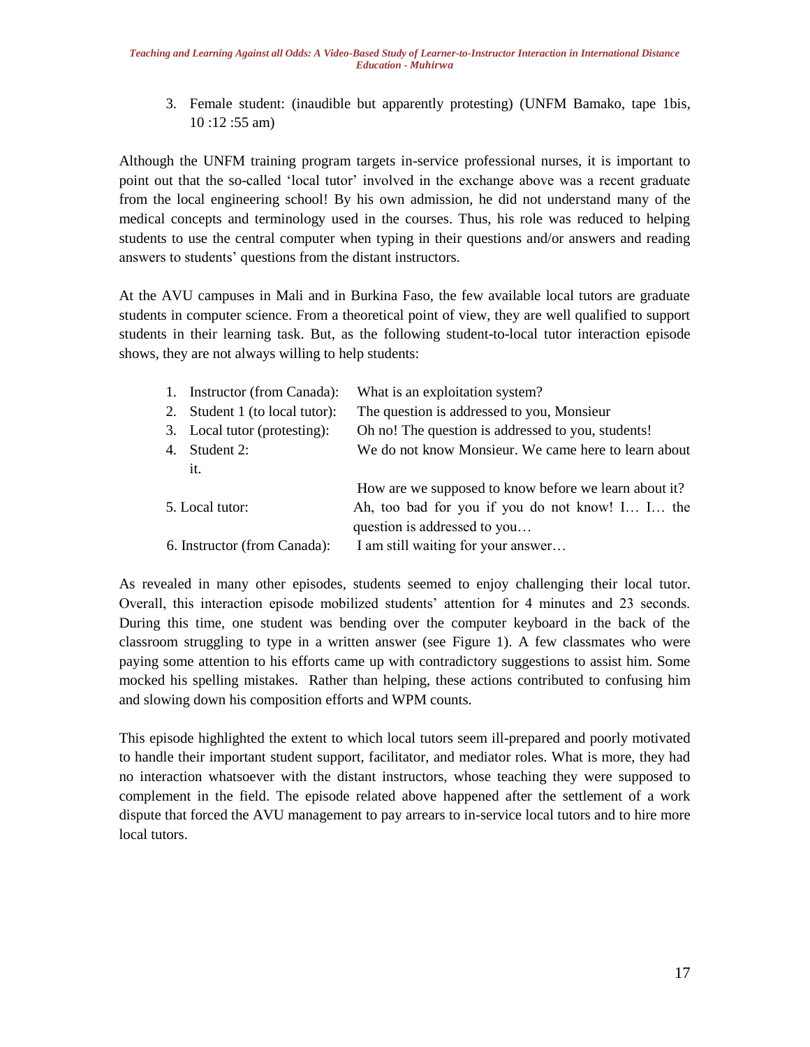3. Female student: (inaudible but apparently protesting) (UNFM Bamako, tape 1bis, 10 :12 :55 am)

Although the UNFM training program targets in-service professional nurses, it is important to point out that the so-called 'local tutor' involved in the exchange above was a recent graduate from the local engineering school! By his own admission, he did not understand many of the medical concepts and terminology used in the courses. Thus, his role was reduced to helping students to use the central computer when typing in their questions and/or answers and reading answers to students' questions from the distant instructors.

At the AVU campuses in Mali and in Burkina Faso, the few available local tutors are graduate students in computer science. From a theoretical point of view, they are well qualified to support students in their learning task. But, as the following student-to-local tutor interaction episode shows, they are not always willing to help students:

1. Instructor (from Canada): What is an exploitation system?
2. Student 1 (to local tutor): The question is addressed to you, Monsieur
3. Local tutor (protesting): Oh no! The question is addressed to you, students!
4. Student 2: We do not know Monsieur. We came here to learn about it. How are we supposed to know before we learn about it?
5. Local tutor: Ah, too bad for you if you do not know! I… I… the question is addressed to you…
6. Instructor (from Canada): I am still waiting for your answer…

As revealed in many other episodes, students seemed to enjoy challenging their local tutor. Overall, this interaction episode mobilized students' attention for 4 minutes and 23 seconds. During this time, one student was bending over the computer keyboard in the back of the classroom struggling to type in a written answer (see Figure 1). A few classmates who were paying some attention to his efforts came up with contradictory suggestions to assist him. Some mocked his spelling mistakes. Rather than helping, these actions contributed to confusing him and slowing down his composition efforts and WPM counts.

This episode highlighted the extent to which local tutors seem ill-prepared and poorly motivated to handle their important student support, facilitator, and mediator roles. What is more, they had no interaction whatsoever with the distant instructors, whose teaching they were supposed to complement in the field. The episode related above happened after the settlement of a work dispute that forced the AVU management to pay arrears to in-service local tutors and to hire more local tutors.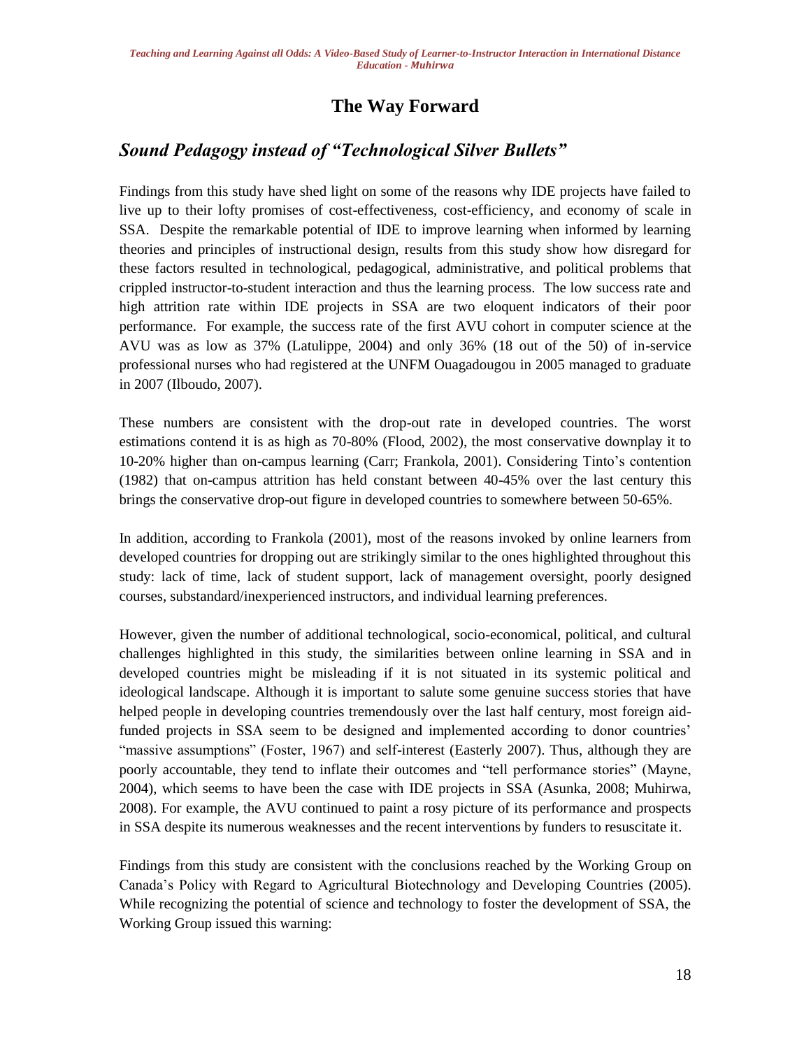# The Way Forward

## *Sound Pedagogy instead of "Technological Silver Bullets"*

Findings from this study have shed light on some of the reasons why IDE projects have failed to live up to their lofty promises of cost-effectiveness, cost-efficiency, and economy of scale in SSA. Despite the remarkable potential of IDE to improve learning when informed by learning theories and principles of instructional design, results from this study show how disregard for these factors resulted in technological, pedagogical, administrative, and political problems that crippled instructor-to-student interaction and thus the learning process. The low success rate and high attrition rate within IDE projects in SSA are two eloquent indicators of their poor performance. For example, the success rate of the first AVU cohort in computer science at the AVU was as low as 37% (Latulippe, 2004) and only 36% (18 out of the 50) of in-service professional nurses who had registered at the UNFM Ouagadougou in 2005 managed to graduate in 2007 (Ilboudo, 2007).

These numbers are consistent with the drop-out rate in developed countries. The worst estimations contend it is as high as 70-80% (Flood, 2002), the most conservative downplay it to 10-20% higher than on-campus learning (Carr; Frankola, 2001). Considering Tinto's contention (1982) that on-campus attrition has held constant between 40-45% over the last century this brings the conservative drop-out figure in developed countries to somewhere between 50-65%.

In addition, according to Frankola (2001), most of the reasons invoked by online learners from developed countries for dropping out are strikingly similar to the ones highlighted throughout this study: lack of time, lack of student support, lack of management oversight, poorly designed courses, substandard/inexperienced instructors, and individual learning preferences.

However, given the number of additional technological, socio-economical, political, and cultural challenges highlighted in this study, the similarities between online learning in SSA and in developed countries might be misleading if it is not situated in its systemic political and ideological landscape. Although it is important to salute some genuine success stories that have helped people in developing countries tremendously over the last half century, most foreign aid-funded projects in SSA seem to be designed and implemented according to donor countries' "massive assumptions" (Foster, 1967) and self-interest (Easterly 2007). Thus, although they are poorly accountable, they tend to inflate their outcomes and "tell performance stories" (Mayne, 2004), which seems to have been the case with IDE projects in SSA (Asunka, 2008; Muhirwa, 2008). For example, the AVU continued to paint a rosy picture of its performance and prospects in SSA despite its numerous weaknesses and the recent interventions by funders to resuscitate it.

Findings from this study are consistent with the conclusions reached by the Working Group on Canada's Policy with Regard to Agricultural Biotechnology and Developing Countries (2005). While recognizing the potential of science and technology to foster the development of SSA, the Working Group issued this warning: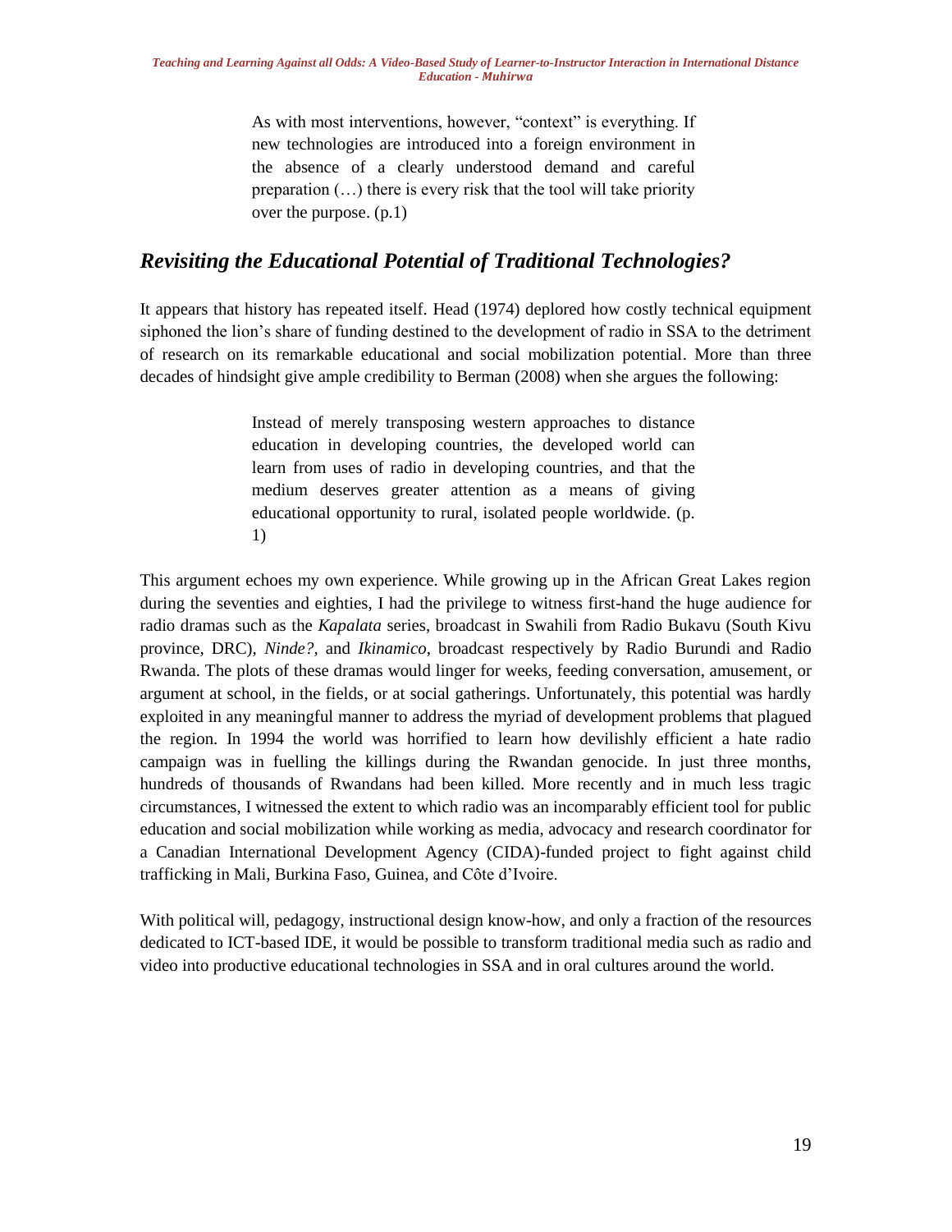> As with most interventions, however, "context" is everything. If new technologies are introduced into a foreign environment in the absence of a clearly understood demand and careful preparation (…) there is every risk that the tool will take priority over the purpose. (p.1)

## *Revisiting the Educational Potential of Traditional Technologies?*

It appears that history has repeated itself. Head (1974) deplored how costly technical equipment siphoned the lion's share of funding destined to the development of radio in SSA to the detriment of research on its remarkable educational and social mobilization potential. More than three decades of hindsight give ample credibility to Berman (2008) when she argues the following:

> Instead of merely transposing western approaches to distance education in developing countries, the developed world can learn from uses of radio in developing countries, and that the medium deserves greater attention as a means of giving educational opportunity to rural, isolated people worldwide. (p. 1)

This argument echoes my own experience. While growing up in the African Great Lakes region during the seventies and eighties, I had the privilege to witness first-hand the huge audience for radio dramas such as the *Kapalata* series, broadcast in Swahili from Radio Bukavu (South Kivu province, DRC), *Ninde?,* and *Ikinamico,* broadcast respectively by Radio Burundi and Radio Rwanda. The plots of these dramas would linger for weeks, feeding conversation, amusement, or argument at school, in the fields, or at social gatherings. Unfortunately, this potential was hardly exploited in any meaningful manner to address the myriad of development problems that plagued the region. In 1994 the world was horrified to learn how devilishly efficient a hate radio campaign was in fuelling the killings during the Rwandan genocide. In just three months, hundreds of thousands of Rwandans had been killed. More recently and in much less tragic circumstances, I witnessed the extent to which radio was an incomparably efficient tool for public education and social mobilization while working as media, advocacy and research coordinator for a Canadian International Development Agency (CIDA)-funded project to fight against child trafficking in Mali, Burkina Faso, Guinea, and Côte d'Ivoire.

With political will, pedagogy, instructional design know-how, and only a fraction of the resources dedicated to ICT-based IDE, it would be possible to transform traditional media such as radio and video into productive educational technologies in SSA and in oral cultures around the world.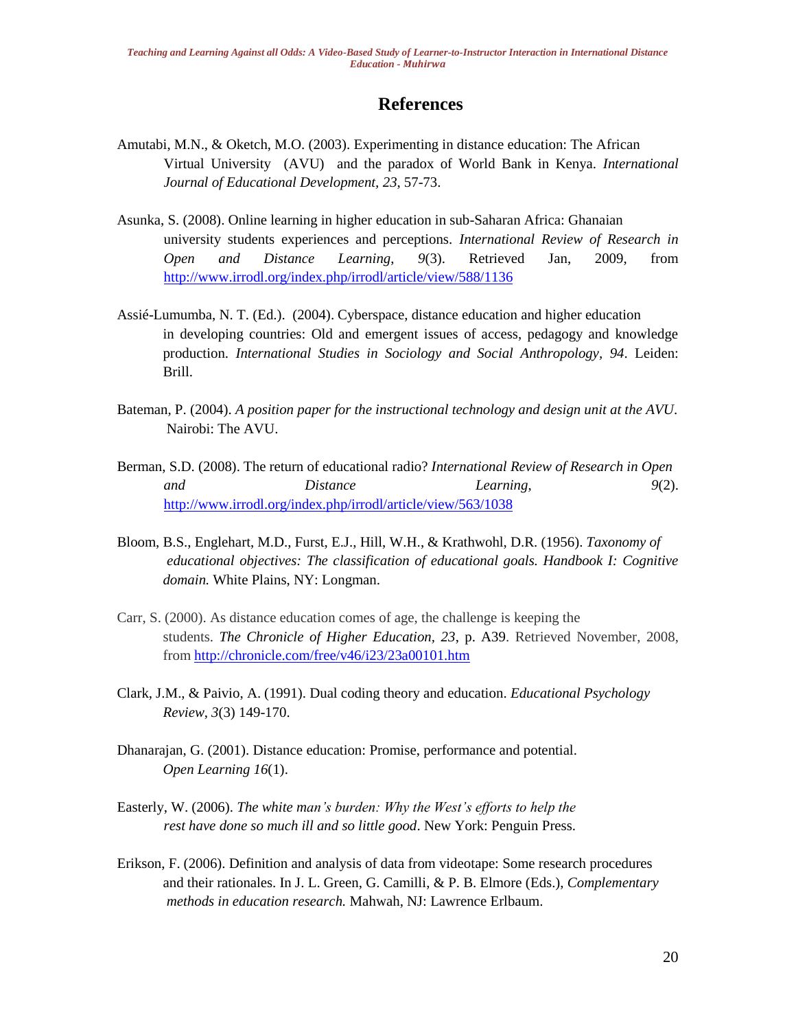## References

Amutabi, M.N., & Oketch, M.O. (2003). Experimenting in distance education: The African Virtual University (AVU) and the paradox of World Bank in Kenya. *International Journal of Educational Development, 23*, 57-73.

Asunka, S. (2008). Online learning in higher education in sub-Saharan Africa: Ghanaian university students experiences and perceptions. *International Review of Research in Open and Distance Learning, 9*(3). Retrieved Jan, 2009, from http://www.irrodl.org/index.php/irrodl/article/view/588/1136

Assié-Lumumba, N. T. (Ed.). (2004). Cyberspace, distance education and higher education in developing countries: Old and emergent issues of access, pedagogy and knowledge production. *International Studies in Sociology and Social Anthropology, 94*. Leiden: Brill.

Bateman, P. (2004). *A position paper for the instructional technology and design unit at the AVU*. Nairobi: The AVU.

Berman, S.D. (2008). The return of educational radio? *International Review of Research in Open and Distance Learning, 9*(2). http://www.irrodl.org/index.php/irrodl/article/view/563/1038

Bloom, B.S., Englehart, M.D., Furst, E.J., Hill, W.H., & Krathwohl, D.R. (1956). *Taxonomy of educational objectives: The classification of educational goals. Handbook I: Cognitive domain.* White Plains, NY: Longman.

Carr, S. (2000). As distance education comes of age, the challenge is keeping the students. *The Chronicle of Higher Education, 23*, p. A39. Retrieved November, 2008, from http://chronicle.com/free/v46/i23/23a00101.htm

Clark, J.M., & Paivio, A. (1991). Dual coding theory and education. *Educational Psychology Review, 3*(3) 149-170.

Dhanarajan, G. (2001). Distance education: Promise, performance and potential. *Open Learning 16*(1).

Easterly, W. (2006). *The white man's burden: Why the West's efforts to help the rest have done so much ill and so little good*. New York: Penguin Press.

Erikson, F. (2006). Definition and analysis of data from videotape: Some research procedures and their rationales. In J. L. Green, G. Camilli, & P. B. Elmore (Eds.), *Complementary methods in education research.* Mahwah, NJ: Lawrence Erlbaum.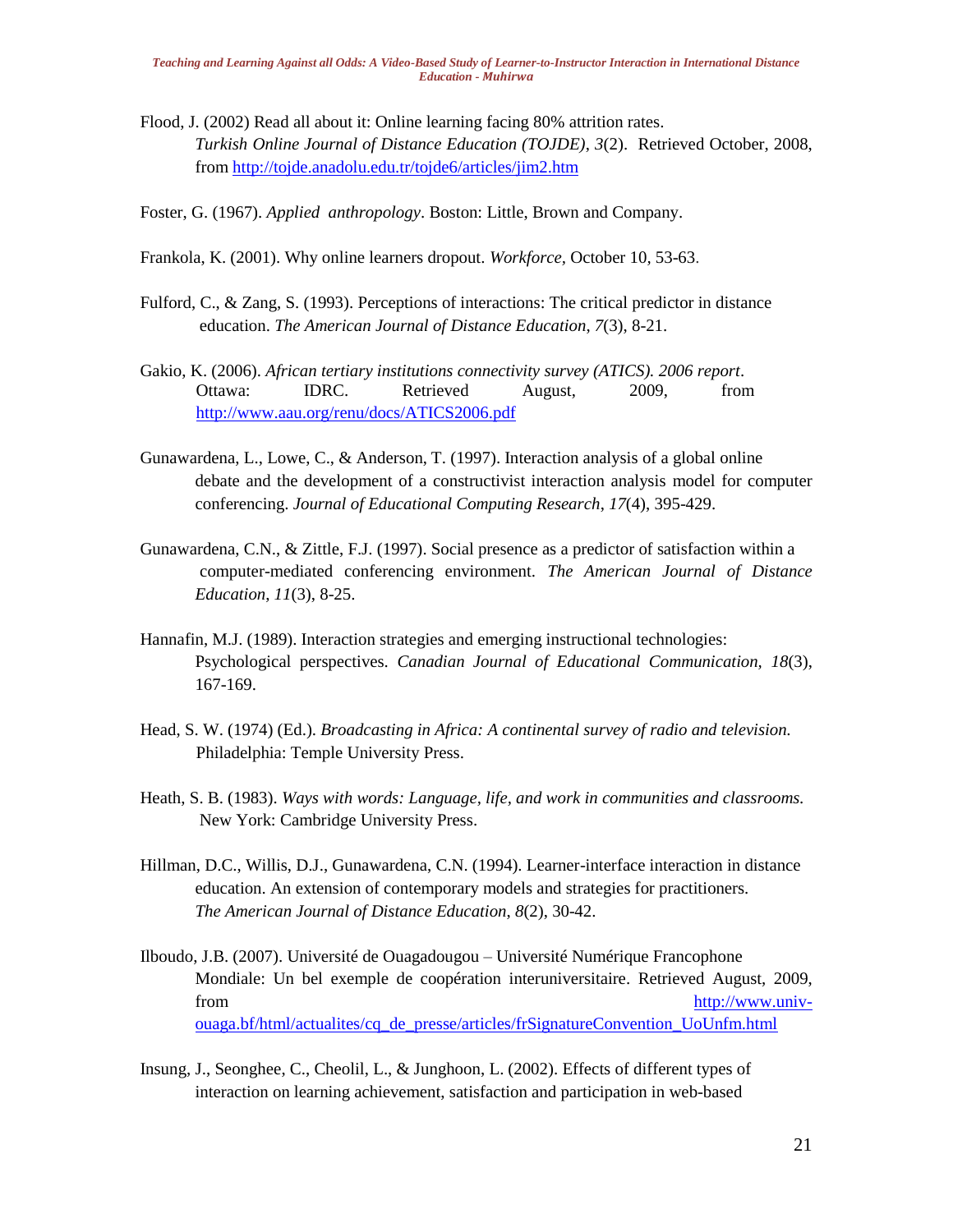Flood, J. (2002) Read all about it: Online learning facing 80% attrition rates. *Turkish Online Journal of Distance Education (TOJDE)*, *3*(2). Retrieved October, 2008, from http://tojde.anadolu.edu.tr/tojde6/articles/jim2.htm

Foster, G. (1967). *Applied anthropology*. Boston: Little, Brown and Company.

Frankola, K. (2001). Why online learners dropout. *Workforce*, October 10, 53-63.

Fulford, C., & Zang, S. (1993). Perceptions of interactions: The critical predictor in distance education. *The American Journal of Distance Education*, *7*(3), 8-21.

Gakio, K. (2006). *African tertiary institutions connectivity survey (ATICS). 2006 report*. Ottawa: IDRC. Retrieved August, 2009, from http://www.aau.org/renu/docs/ATICS2006.pdf

Gunawardena, L., Lowe, C., & Anderson, T. (1997). Interaction analysis of a global online debate and the development of a constructivist interaction analysis model for computer conferencing. *Journal of Educational Computing Research*, *17*(4), 395-429.

Gunawardena, C.N., & Zittle, F.J. (1997). Social presence as a predictor of satisfaction within a computer-mediated conferencing environment. *The American Journal of Distance Education*, *11*(3), 8-25.

Hannafin, M.J. (1989). Interaction strategies and emerging instructional technologies: Psychological perspectives. *Canadian Journal of Educational Communication*, *18*(3), 167-169.

Head, S. W. (1974) (Ed.). *Broadcasting in Africa: A continental survey of radio and television.* Philadelphia: Temple University Press.

Heath, S. B. (1983). *Ways with words: Language, life, and work in communities and classrooms.* New York: Cambridge University Press.

Hillman, D.C., Willis, D.J., Gunawardena, C.N. (1994). Learner-interface interaction in distance education. An extension of contemporary models and strategies for practitioners. *The American Journal of Distance Education*, *8*(2), 30-42.

Ilboudo, J.B. (2007). Université de Ouagadougou – Université Numérique Francophone Mondiale: Un bel exemple de coopération interuniversitaire. Retrieved August, 2009, from http://www.univ-ouaga.bf/html/actualites/cq_de_presse/articles/frSignatureConvention_UoUnfm.html

Insung, J., Seonghee, C., Cheolil, L., & Junghoon, L. (2002). Effects of different types of interaction on learning achievement, satisfaction and participation in web-based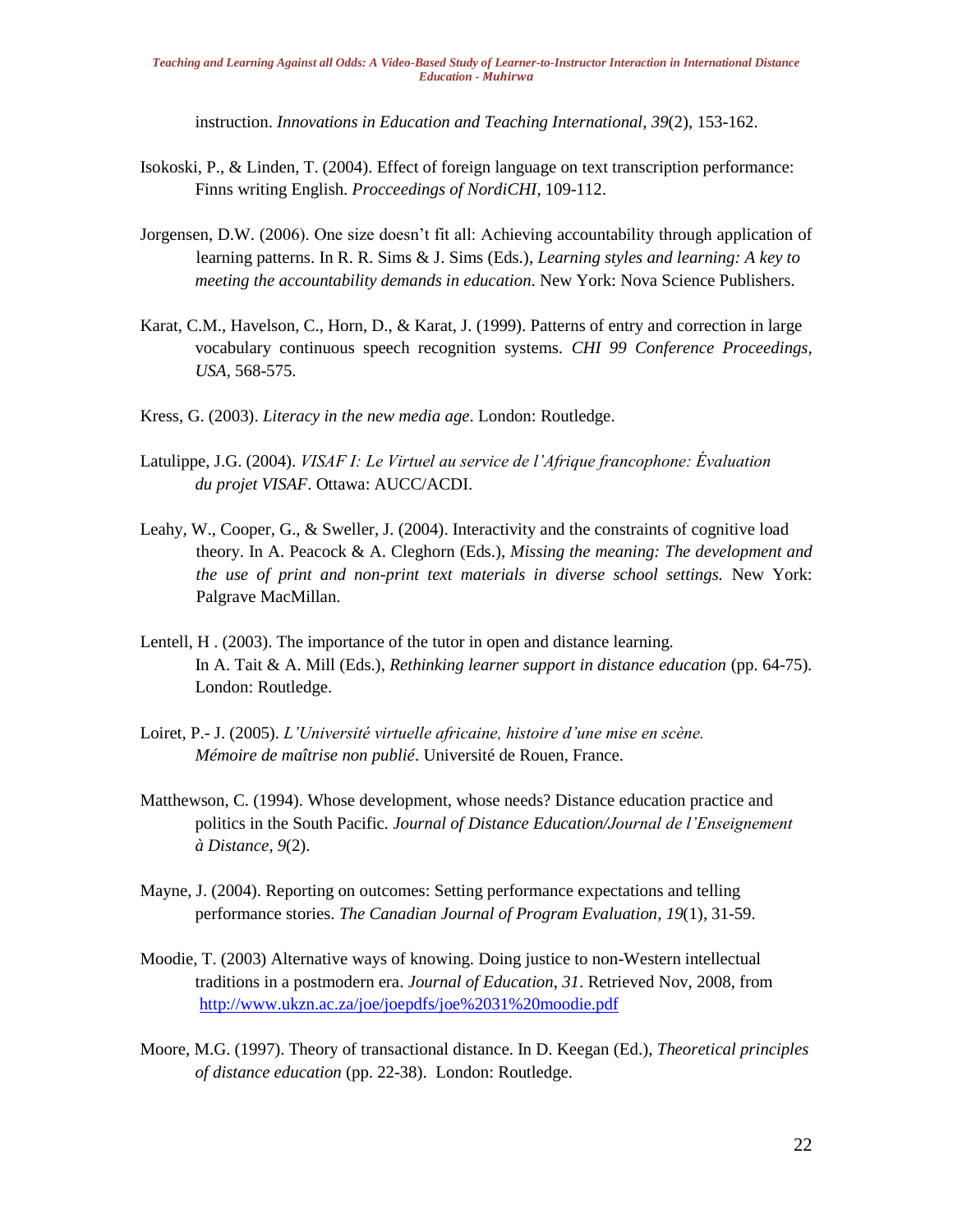instruction. *Innovations in Education and Teaching International*, *39*(2), 153-162.

Isokoski, P., & Linden, T. (2004). Effect of foreign language on text transcription performance: Finns writing English. *Procceedings of NordiCHI*, 109-112.

Jorgensen, D.W. (2006). One size doesn't fit all: Achieving accountability through application of learning patterns. In R. R. Sims & J. Sims (Eds.), *Learning styles and learning: A key to meeting the accountability demands in education*. New York: Nova Science Publishers.

Karat, C.M., Havelson, C., Horn, D., & Karat, J. (1999). Patterns of entry and correction in large vocabulary continuous speech recognition systems. *CHI 99 Conference Proceedings, USA*, 568-575.

Kress, G. (2003). *Literacy in the new media age*. London: Routledge.

Latulippe, J.G. (2004). *VISAF I: Le Virtuel au service de l'Afrique francophone: Évaluation du projet VISAF*. Ottawa: AUCC/ACDI.

Leahy, W., Cooper, G., & Sweller, J. (2004). Interactivity and the constraints of cognitive load theory. In A. Peacock & A. Cleghorn (Eds.), *Missing the meaning: The development and the use of print and non-print text materials in diverse school settings.* New York: Palgrave MacMillan.

Lentell, H . (2003). The importance of the tutor in open and distance learning. In A. Tait & A. Mill (Eds.), *Rethinking learner support in distance education* (pp. 64-75). London: Routledge.

Loiret, P.- J. (2005). *L'Université virtuelle africaine, histoire d'une mise en scène. Mémoire de maîtrise non publié*. Université de Rouen, France.

Matthewson, C. (1994). Whose development, whose needs? Distance education practice and politics in the South Pacific. *Journal of Distance Education/Journal de l'Enseignement à Distance*, *9*(2).

Mayne, J. (2004). Reporting on outcomes: Setting performance expectations and telling performance stories. *The Canadian Journal of Program Evaluation*, *19*(1), 31-59.

Moodie, T. (2003) Alternative ways of knowing. Doing justice to non-Western intellectual traditions in a postmodern era. *Journal of Education*, *31*. Retrieved Nov, 2008, from http://www.ukzn.ac.za/joe/joepdfs/joe%2031%20moodie.pdf

Moore, M.G. (1997). Theory of transactional distance. In D. Keegan (Ed.), *Theoretical principles of distance education* (pp. 22-38). London: Routledge.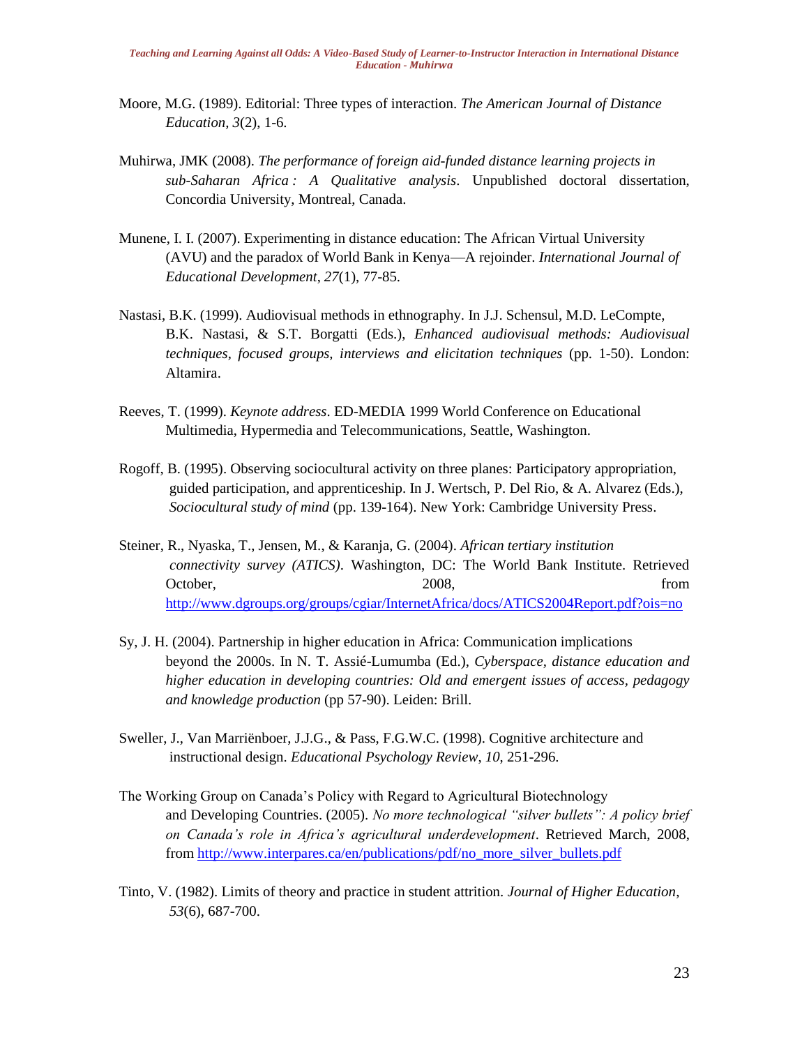Moore, M.G. (1989). Editorial: Three types of interaction. *The American Journal of Distance Education, 3*(2), 1-6.

Muhirwa, JMK (2008). *The performance of foreign aid-funded distance learning projects in sub-Saharan Africa : A Qualitative analysis*. Unpublished doctoral dissertation, Concordia University, Montreal, Canada.

Munene, I. I. (2007). Experimenting in distance education: The African Virtual University (AVU) and the paradox of World Bank in Kenya—A rejoinder. *International Journal of Educational Development, 27*(1), 77-85.

Nastasi, B.K. (1999). Audiovisual methods in ethnography. In J.J. Schensul, M.D. LeCompte, B.K. Nastasi, & S.T. Borgatti (Eds.), *Enhanced audiovisual methods: Audiovisual techniques, focused groups, interviews and elicitation techniques* (pp. 1-50). London: Altamira.

Reeves, T. (1999). *Keynote address*. ED-MEDIA 1999 World Conference on Educational Multimedia, Hypermedia and Telecommunications, Seattle, Washington.

Rogoff, B. (1995). Observing sociocultural activity on three planes: Participatory appropriation, guided participation, and apprenticeship. In J. Wertsch, P. Del Rio, & A. Alvarez (Eds.), *Sociocultural study of mind* (pp. 139-164). New York: Cambridge University Press.

Steiner, R., Nyaska, T., Jensen, M., & Karanja, G. (2004). *African tertiary institution connectivity survey (ATICS)*. Washington, DC: The World Bank Institute. Retrieved October, 2008, from http://www.dgroups.org/groups/cgiar/InternetAfrica/docs/ATICS2004Report.pdf?ois=no

Sy, J. H. (2004). Partnership in higher education in Africa: Communication implications beyond the 2000s. In N. T. Assié-Lumumba (Ed.), *Cyberspace, distance education and higher education in developing countries: Old and emergent issues of access, pedagogy and knowledge production* (pp 57-90). Leiden: Brill.

Sweller, J., Van Marriënboer, J.J.G., & Pass, F.G.W.C. (1998). Cognitive architecture and instructional design. *Educational Psychology Review, 10*, 251-296.

The Working Group on Canada's Policy with Regard to Agricultural Biotechnology and Developing Countries. (2005). *No more technological "silver bullets": A policy brief on Canada's role in Africa's agricultural underdevelopment*. Retrieved March, 2008, from http://www.interpares.ca/en/publications/pdf/no_more_silver_bullets.pdf

Tinto, V. (1982). Limits of theory and practice in student attrition. *Journal of Higher Education, 53*(6), 687-700.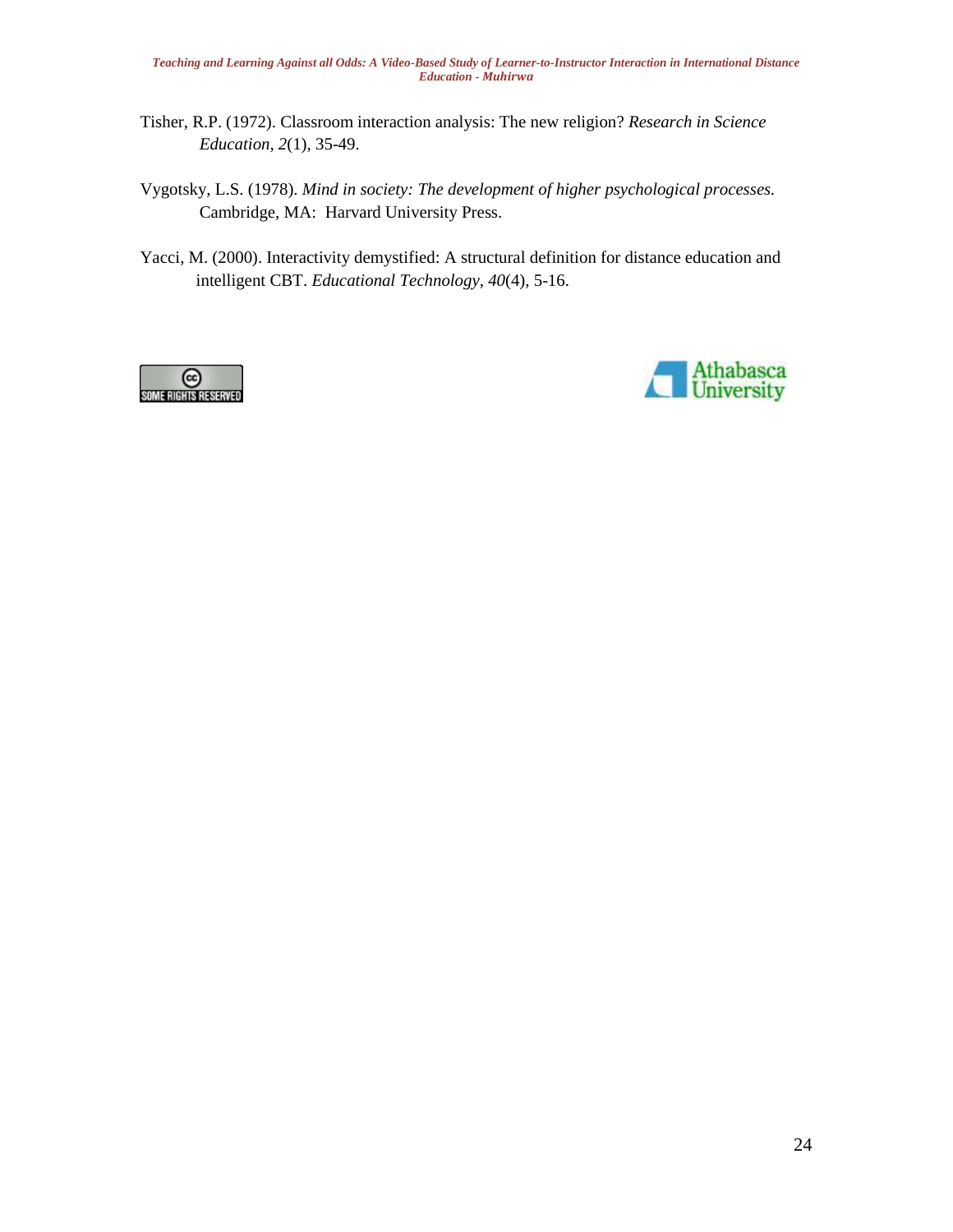Tisher, R.P. (1972). Classroom interaction analysis: The new religion? *Research in Science Education, 2*(1), 35-49.

Vygotsky, L.S. (1978). *Mind in society: The development of higher psychological processes.* Cambridge, MA: Harvard University Press.

Yacci, M. (2000). Interactivity demystified: A structural definition for distance education and intelligent CBT. *Educational Technology, 40*(4), 5-16.